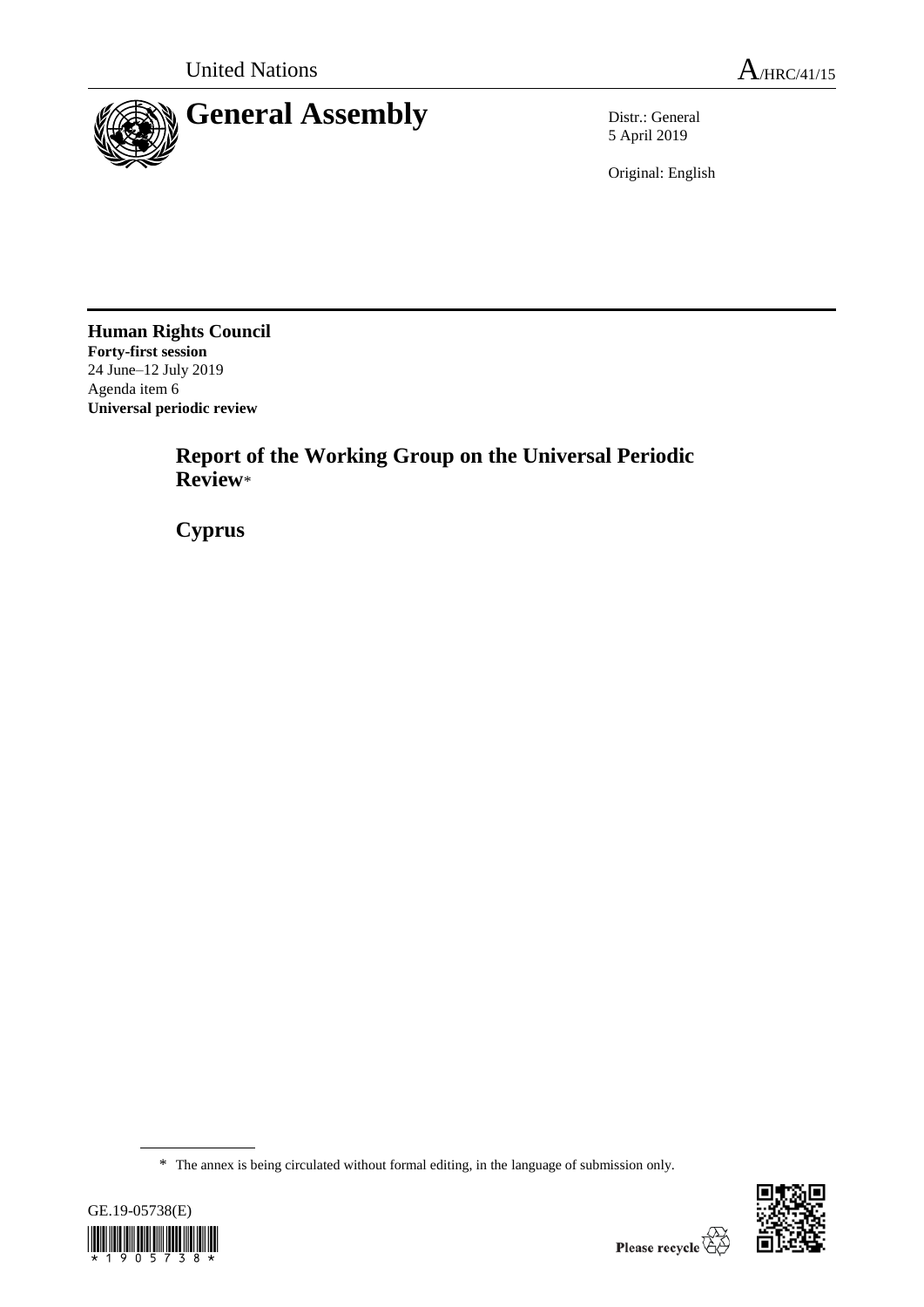United Nations

A/HRC/41/15

# General Assembly

Distr.: General
5 April 2019

Original: English

**Human Rights Council**
**Forty-first session**
24 June–12 July 2019
Agenda item 6
**Universal periodic review**

## Report of the Working Group on the Universal Periodic Review*

## Cyprus

\* The annex is being circulated without formal editing, in the language of submission only.

GE.19-05738(E)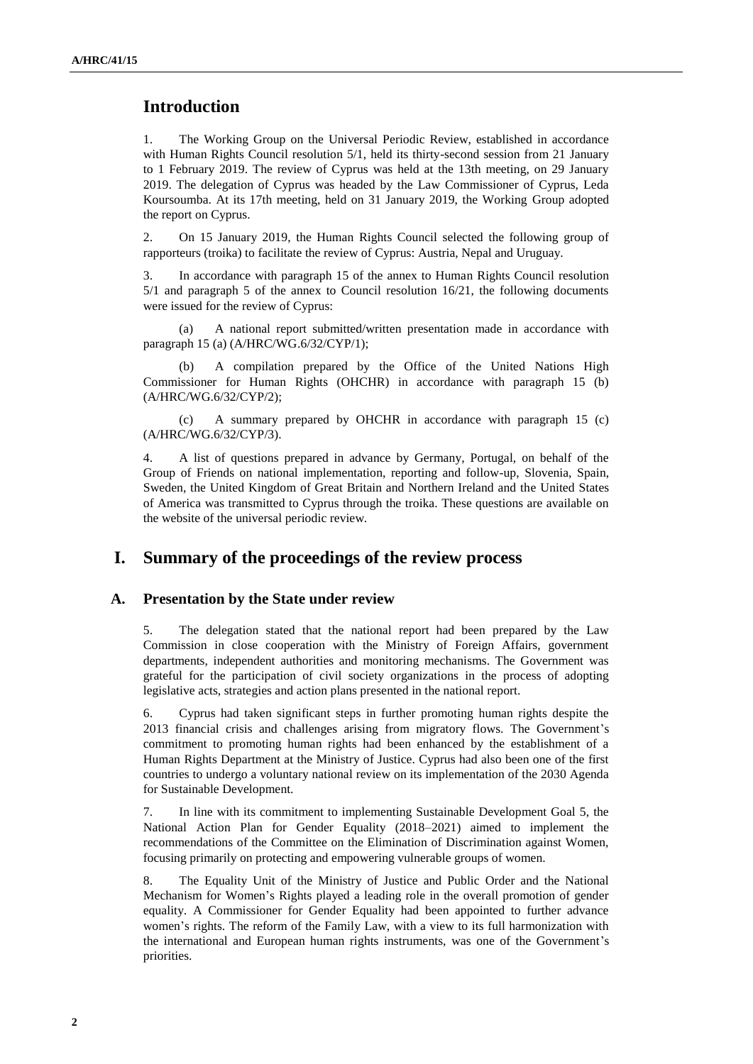# Introduction

1. The Working Group on the Universal Periodic Review, established in accordance with Human Rights Council resolution 5/1, held its thirty-second session from 21 January to 1 February 2019. The review of Cyprus was held at the 13th meeting, on 29 January 2019. The delegation of Cyprus was headed by the Law Commissioner of Cyprus, Leda Koursoumba. At its 17th meeting, held on 31 January 2019, the Working Group adopted the report on Cyprus.

2. On 15 January 2019, the Human Rights Council selected the following group of rapporteurs (troika) to facilitate the review of Cyprus: Austria, Nepal and Uruguay.

3. In accordance with paragraph 15 of the annex to Human Rights Council resolution 5/1 and paragraph 5 of the annex to Council resolution 16/21, the following documents were issued for the review of Cyprus:

(a) A national report submitted/written presentation made in accordance with paragraph 15 (a) (A/HRC/WG.6/32/CYP/1);

(b) A compilation prepared by the Office of the United Nations High Commissioner for Human Rights (OHCHR) in accordance with paragraph 15 (b) (A/HRC/WG.6/32/CYP/2);

(c) A summary prepared by OHCHR in accordance with paragraph 15 (c) (A/HRC/WG.6/32/CYP/3).

4. A list of questions prepared in advance by Germany, Portugal, on behalf of the Group of Friends on national implementation, reporting and follow-up, Slovenia, Spain, Sweden, the United Kingdom of Great Britain and Northern Ireland and the United States of America was transmitted to Cyprus through the troika. These questions are available on the website of the universal periodic review.

# I. Summary of the proceedings of the review process

## A. Presentation by the State under review

5. The delegation stated that the national report had been prepared by the Law Commission in close cooperation with the Ministry of Foreign Affairs, government departments, independent authorities and monitoring mechanisms. The Government was grateful for the participation of civil society organizations in the process of adopting legislative acts, strategies and action plans presented in the national report.

6. Cyprus had taken significant steps in further promoting human rights despite the 2013 financial crisis and challenges arising from migratory flows. The Government's commitment to promoting human rights had been enhanced by the establishment of a Human Rights Department at the Ministry of Justice. Cyprus had also been one of the first countries to undergo a voluntary national review on its implementation of the 2030 Agenda for Sustainable Development.

7. In line with its commitment to implementing Sustainable Development Goal 5, the National Action Plan for Gender Equality (2018–2021) aimed to implement the recommendations of the Committee on the Elimination of Discrimination against Women, focusing primarily on protecting and empowering vulnerable groups of women.

8. The Equality Unit of the Ministry of Justice and Public Order and the National Mechanism for Women's Rights played a leading role in the overall promotion of gender equality. A Commissioner for Gender Equality had been appointed to further advance women's rights. The reform of the Family Law, with a view to its full harmonization with the international and European human rights instruments, was one of the Government's priorities.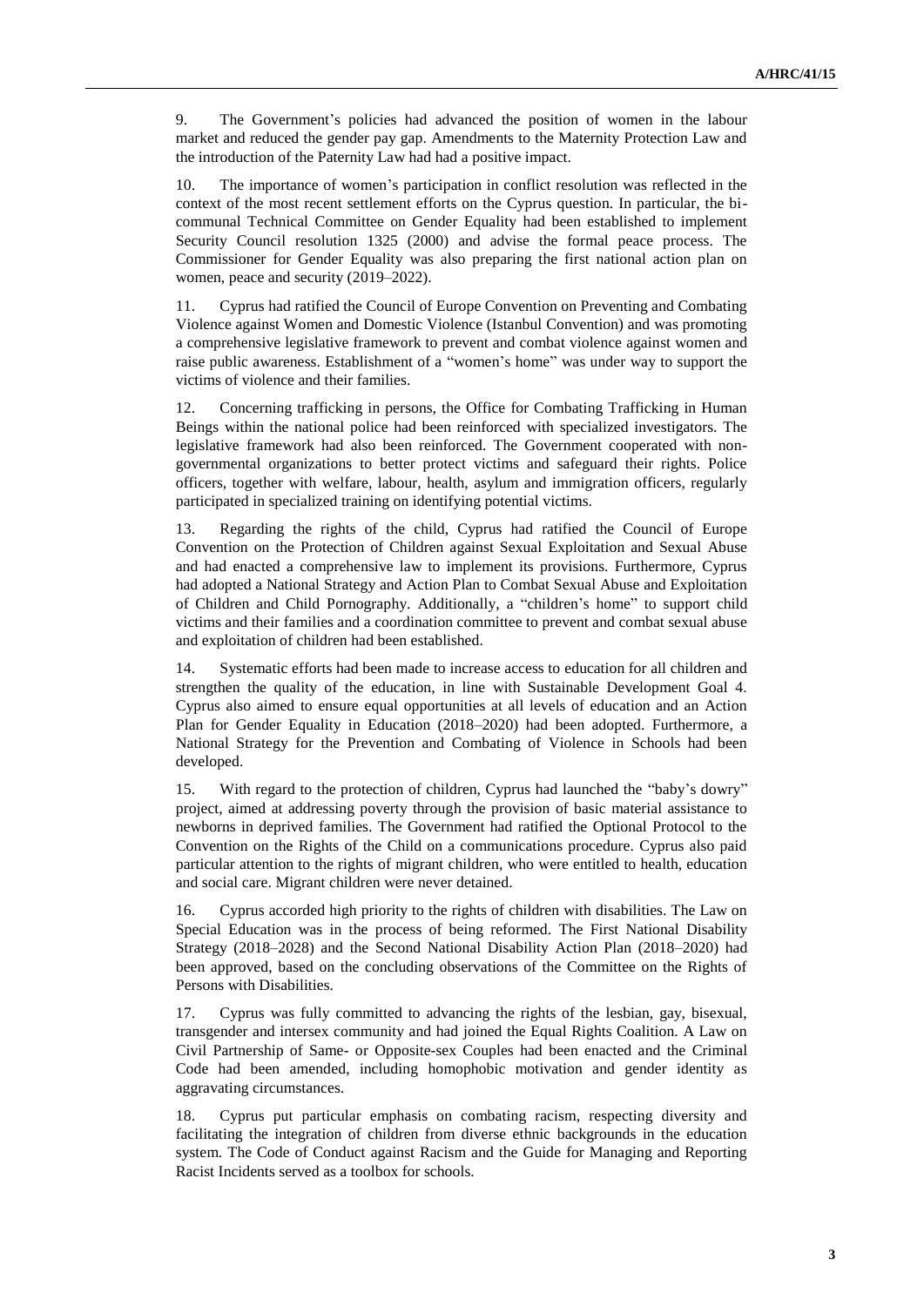9. The Government's policies had advanced the position of women in the labour market and reduced the gender pay gap. Amendments to the Maternity Protection Law and the introduction of the Paternity Law had had a positive impact.

10. The importance of women's participation in conflict resolution was reflected in the context of the most recent settlement efforts on the Cyprus question. In particular, the bi-communal Technical Committee on Gender Equality had been established to implement Security Council resolution 1325 (2000) and advise the formal peace process. The Commissioner for Gender Equality was also preparing the first national action plan on women, peace and security (2019–2022).

11. Cyprus had ratified the Council of Europe Convention on Preventing and Combating Violence against Women and Domestic Violence (Istanbul Convention) and was promoting a comprehensive legislative framework to prevent and combat violence against women and raise public awareness. Establishment of a "women's home" was under way to support the victims of violence and their families.

12. Concerning trafficking in persons, the Office for Combating Trafficking in Human Beings within the national police had been reinforced with specialized investigators. The legislative framework had also been reinforced. The Government cooperated with non-governmental organizations to better protect victims and safeguard their rights. Police officers, together with welfare, labour, health, asylum and immigration officers, regularly participated in specialized training on identifying potential victims.

13. Regarding the rights of the child, Cyprus had ratified the Council of Europe Convention on the Protection of Children against Sexual Exploitation and Sexual Abuse and had enacted a comprehensive law to implement its provisions. Furthermore, Cyprus had adopted a National Strategy and Action Plan to Combat Sexual Abuse and Exploitation of Children and Child Pornography. Additionally, a "children's home" to support child victims and their families and a coordination committee to prevent and combat sexual abuse and exploitation of children had been established.

14. Systematic efforts had been made to increase access to education for all children and strengthen the quality of the education, in line with Sustainable Development Goal 4. Cyprus also aimed to ensure equal opportunities at all levels of education and an Action Plan for Gender Equality in Education (2018–2020) had been adopted. Furthermore, a National Strategy for the Prevention and Combating of Violence in Schools had been developed.

15. With regard to the protection of children, Cyprus had launched the "baby's dowry" project, aimed at addressing poverty through the provision of basic material assistance to newborns in deprived families. The Government had ratified the Optional Protocol to the Convention on the Rights of the Child on a communications procedure. Cyprus also paid particular attention to the rights of migrant children, who were entitled to health, education and social care. Migrant children were never detained.

16. Cyprus accorded high priority to the rights of children with disabilities. The Law on Special Education was in the process of being reformed. The First National Disability Strategy (2018–2028) and the Second National Disability Action Plan (2018–2020) had been approved, based on the concluding observations of the Committee on the Rights of Persons with Disabilities.

17. Cyprus was fully committed to advancing the rights of the lesbian, gay, bisexual, transgender and intersex community and had joined the Equal Rights Coalition. A Law on Civil Partnership of Same- or Opposite-sex Couples had been enacted and the Criminal Code had been amended, including homophobic motivation and gender identity as aggravating circumstances.

18. Cyprus put particular emphasis on combating racism, respecting diversity and facilitating the integration of children from diverse ethnic backgrounds in the education system. The Code of Conduct against Racism and the Guide for Managing and Reporting Racist Incidents served as a toolbox for schools.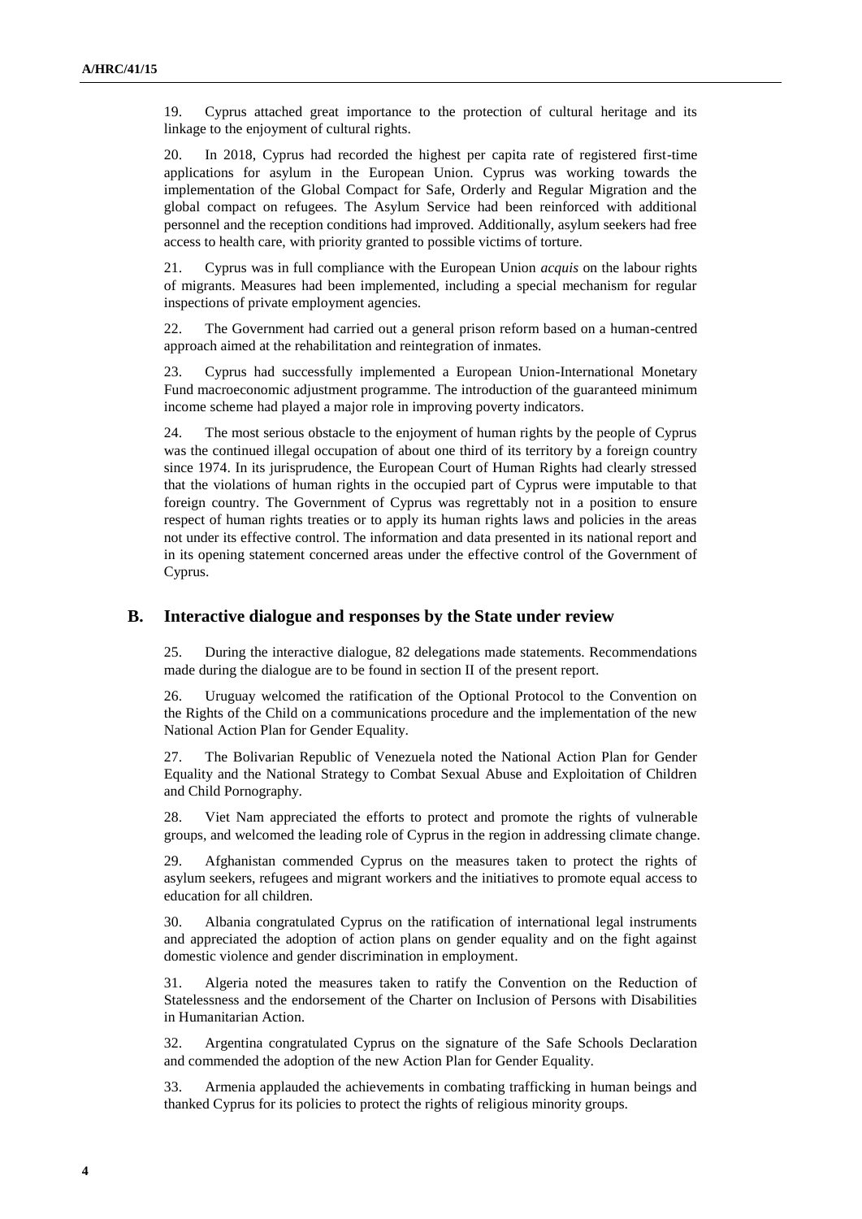19. Cyprus attached great importance to the protection of cultural heritage and its linkage to the enjoyment of cultural rights.

20. In 2018, Cyprus had recorded the highest per capita rate of registered first-time applications for asylum in the European Union. Cyprus was working towards the implementation of the Global Compact for Safe, Orderly and Regular Migration and the global compact on refugees. The Asylum Service had been reinforced with additional personnel and the reception conditions had improved. Additionally, asylum seekers had free access to health care, with priority granted to possible victims of torture.

21. Cyprus was in full compliance with the European Union *acquis* on the labour rights of migrants. Measures had been implemented, including a special mechanism for regular inspections of private employment agencies.

22. The Government had carried out a general prison reform based on a human-centred approach aimed at the rehabilitation and reintegration of inmates.

23. Cyprus had successfully implemented a European Union-International Monetary Fund macroeconomic adjustment programme. The introduction of the guaranteed minimum income scheme had played a major role in improving poverty indicators.

24. The most serious obstacle to the enjoyment of human rights by the people of Cyprus was the continued illegal occupation of about one third of its territory by a foreign country since 1974. In its jurisprudence, the European Court of Human Rights had clearly stressed that the violations of human rights in the occupied part of Cyprus were imputable to that foreign country. The Government of Cyprus was regrettably not in a position to ensure respect of human rights treaties or to apply its human rights laws and policies in the areas not under its effective control. The information and data presented in its national report and in its opening statement concerned areas under the effective control of the Government of Cyprus.

## B. Interactive dialogue and responses by the State under review

25. During the interactive dialogue, 82 delegations made statements. Recommendations made during the dialogue are to be found in section II of the present report.

26. Uruguay welcomed the ratification of the Optional Protocol to the Convention on the Rights of the Child on a communications procedure and the implementation of the new National Action Plan for Gender Equality.

27. The Bolivarian Republic of Venezuela noted the National Action Plan for Gender Equality and the National Strategy to Combat Sexual Abuse and Exploitation of Children and Child Pornography.

28. Viet Nam appreciated the efforts to protect and promote the rights of vulnerable groups, and welcomed the leading role of Cyprus in the region in addressing climate change.

29. Afghanistan commended Cyprus on the measures taken to protect the rights of asylum seekers, refugees and migrant workers and the initiatives to promote equal access to education for all children.

30. Albania congratulated Cyprus on the ratification of international legal instruments and appreciated the adoption of action plans on gender equality and on the fight against domestic violence and gender discrimination in employment.

31. Algeria noted the measures taken to ratify the Convention on the Reduction of Statelessness and the endorsement of the Charter on Inclusion of Persons with Disabilities in Humanitarian Action.

32. Argentina congratulated Cyprus on the signature of the Safe Schools Declaration and commended the adoption of the new Action Plan for Gender Equality.

33. Armenia applauded the achievements in combating trafficking in human beings and thanked Cyprus for its policies to protect the rights of religious minority groups.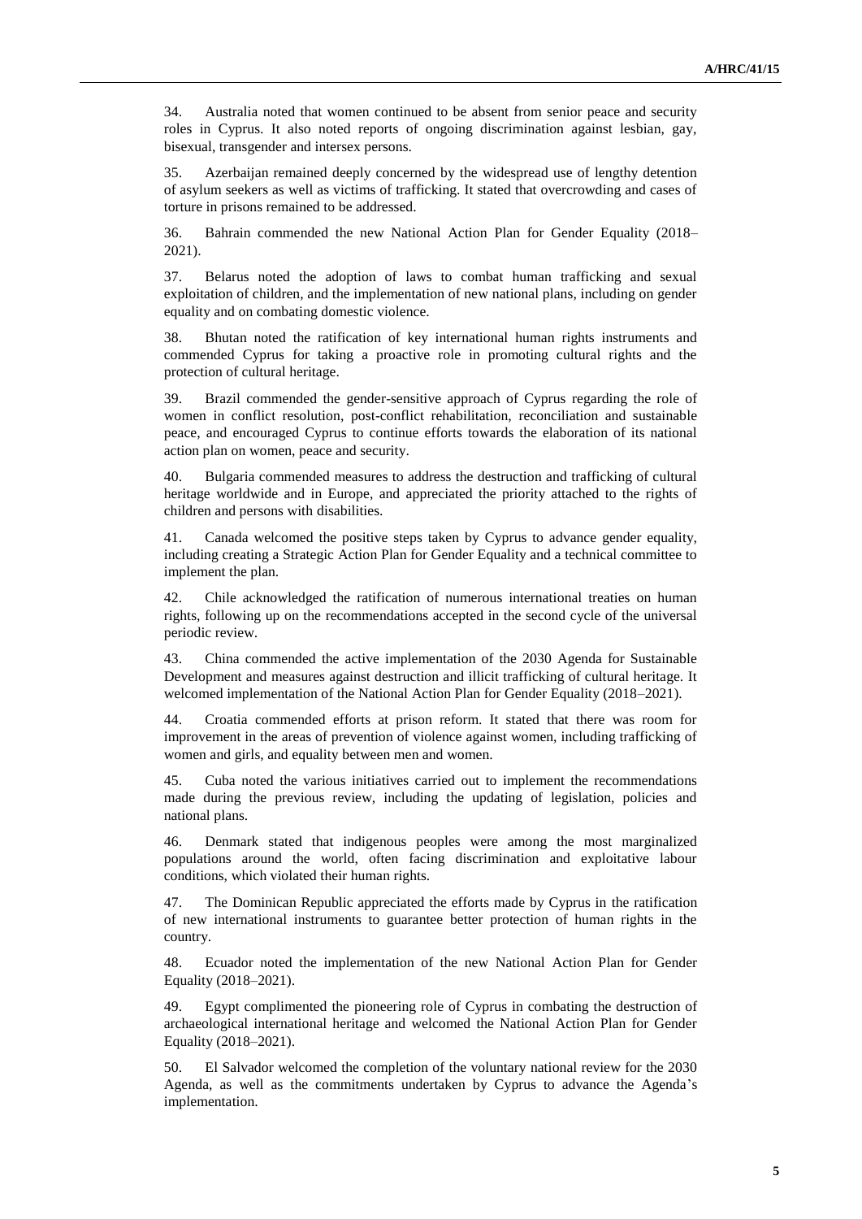34. Australia noted that women continued to be absent from senior peace and security roles in Cyprus. It also noted reports of ongoing discrimination against lesbian, gay, bisexual, transgender and intersex persons.

35. Azerbaijan remained deeply concerned by the widespread use of lengthy detention of asylum seekers as well as victims of trafficking. It stated that overcrowding and cases of torture in prisons remained to be addressed.

36. Bahrain commended the new National Action Plan for Gender Equality (2018–2021).

37. Belarus noted the adoption of laws to combat human trafficking and sexual exploitation of children, and the implementation of new national plans, including on gender equality and on combating domestic violence.

38. Bhutan noted the ratification of key international human rights instruments and commended Cyprus for taking a proactive role in promoting cultural rights and the protection of cultural heritage.

39. Brazil commended the gender-sensitive approach of Cyprus regarding the role of women in conflict resolution, post-conflict rehabilitation, reconciliation and sustainable peace, and encouraged Cyprus to continue efforts towards the elaboration of its national action plan on women, peace and security.

40. Bulgaria commended measures to address the destruction and trafficking of cultural heritage worldwide and in Europe, and appreciated the priority attached to the rights of children and persons with disabilities.

41. Canada welcomed the positive steps taken by Cyprus to advance gender equality, including creating a Strategic Action Plan for Gender Equality and a technical committee to implement the plan.

42. Chile acknowledged the ratification of numerous international treaties on human rights, following up on the recommendations accepted in the second cycle of the universal periodic review.

43. China commended the active implementation of the 2030 Agenda for Sustainable Development and measures against destruction and illicit trafficking of cultural heritage. It welcomed implementation of the National Action Plan for Gender Equality (2018–2021).

44. Croatia commended efforts at prison reform. It stated that there was room for improvement in the areas of prevention of violence against women, including trafficking of women and girls, and equality between men and women.

45. Cuba noted the various initiatives carried out to implement the recommendations made during the previous review, including the updating of legislation, policies and national plans.

46. Denmark stated that indigenous peoples were among the most marginalized populations around the world, often facing discrimination and exploitative labour conditions, which violated their human rights.

47. The Dominican Republic appreciated the efforts made by Cyprus in the ratification of new international instruments to guarantee better protection of human rights in the country.

48. Ecuador noted the implementation of the new National Action Plan for Gender Equality (2018–2021).

49. Egypt complimented the pioneering role of Cyprus in combating the destruction of archaeological international heritage and welcomed the National Action Plan for Gender Equality (2018–2021).

50. El Salvador welcomed the completion of the voluntary national review for the 2030 Agenda, as well as the commitments undertaken by Cyprus to advance the Agenda's implementation.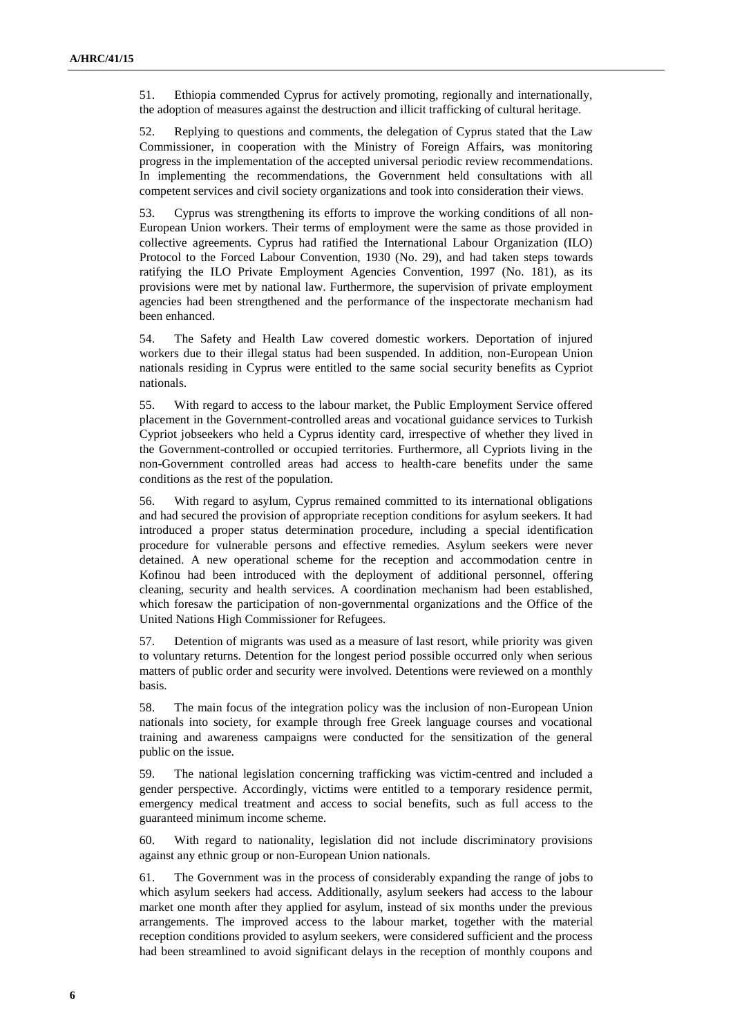51. Ethiopia commended Cyprus for actively promoting, regionally and internationally, the adoption of measures against the destruction and illicit trafficking of cultural heritage.

52. Replying to questions and comments, the delegation of Cyprus stated that the Law Commissioner, in cooperation with the Ministry of Foreign Affairs, was monitoring progress in the implementation of the accepted universal periodic review recommendations. In implementing the recommendations, the Government held consultations with all competent services and civil society organizations and took into consideration their views.

53. Cyprus was strengthening its efforts to improve the working conditions of all non-European Union workers. Their terms of employment were the same as those provided in collective agreements. Cyprus had ratified the International Labour Organization (ILO) Protocol to the Forced Labour Convention, 1930 (No. 29), and had taken steps towards ratifying the ILO Private Employment Agencies Convention, 1997 (No. 181), as its provisions were met by national law. Furthermore, the supervision of private employment agencies had been strengthened and the performance of the inspectorate mechanism had been enhanced.

54. The Safety and Health Law covered domestic workers. Deportation of injured workers due to their illegal status had been suspended. In addition, non-European Union nationals residing in Cyprus were entitled to the same social security benefits as Cypriot nationals.

55. With regard to access to the labour market, the Public Employment Service offered placement in the Government-controlled areas and vocational guidance services to Turkish Cypriot jobseekers who held a Cyprus identity card, irrespective of whether they lived in the Government-controlled or occupied territories. Furthermore, all Cypriots living in the non-Government controlled areas had access to health-care benefits under the same conditions as the rest of the population.

56. With regard to asylum, Cyprus remained committed to its international obligations and had secured the provision of appropriate reception conditions for asylum seekers. It had introduced a proper status determination procedure, including a special identification procedure for vulnerable persons and effective remedies. Asylum seekers were never detained. A new operational scheme for the reception and accommodation centre in Kofinou had been introduced with the deployment of additional personnel, offering cleaning, security and health services. A coordination mechanism had been established, which foresaw the participation of non-governmental organizations and the Office of the United Nations High Commissioner for Refugees.

57. Detention of migrants was used as a measure of last resort, while priority was given to voluntary returns. Detention for the longest period possible occurred only when serious matters of public order and security were involved. Detentions were reviewed on a monthly basis.

58. The main focus of the integration policy was the inclusion of non-European Union nationals into society, for example through free Greek language courses and vocational training and awareness campaigns were conducted for the sensitization of the general public on the issue.

59. The national legislation concerning trafficking was victim-centred and included a gender perspective. Accordingly, victims were entitled to a temporary residence permit, emergency medical treatment and access to social benefits, such as full access to the guaranteed minimum income scheme.

60. With regard to nationality, legislation did not include discriminatory provisions against any ethnic group or non-European Union nationals.

61. The Government was in the process of considerably expanding the range of jobs to which asylum seekers had access. Additionally, asylum seekers had access to the labour market one month after they applied for asylum, instead of six months under the previous arrangements. The improved access to the labour market, together with the material reception conditions provided to asylum seekers, were considered sufficient and the process had been streamlined to avoid significant delays in the reception of monthly coupons and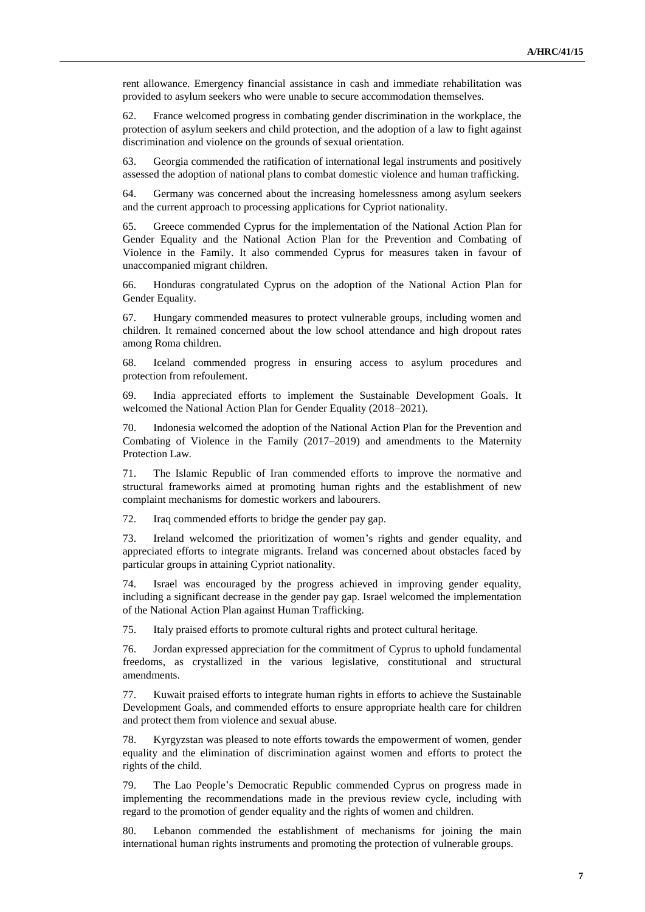rent allowance. Emergency financial assistance in cash and immediate rehabilitation was provided to asylum seekers who were unable to secure accommodation themselves.

62. France welcomed progress in combating gender discrimination in the workplace, the protection of asylum seekers and child protection, and the adoption of a law to fight against discrimination and violence on the grounds of sexual orientation.

63. Georgia commended the ratification of international legal instruments and positively assessed the adoption of national plans to combat domestic violence and human trafficking.

64. Germany was concerned about the increasing homelessness among asylum seekers and the current approach to processing applications for Cypriot nationality.

65. Greece commended Cyprus for the implementation of the National Action Plan for Gender Equality and the National Action Plan for the Prevention and Combating of Violence in the Family. It also commended Cyprus for measures taken in favour of unaccompanied migrant children.

66. Honduras congratulated Cyprus on the adoption of the National Action Plan for Gender Equality.

67. Hungary commended measures to protect vulnerable groups, including women and children. It remained concerned about the low school attendance and high dropout rates among Roma children.

68. Iceland commended progress in ensuring access to asylum procedures and protection from refoulement.

69. India appreciated efforts to implement the Sustainable Development Goals. It welcomed the National Action Plan for Gender Equality (2018–2021).

70. Indonesia welcomed the adoption of the National Action Plan for the Prevention and Combating of Violence in the Family (2017–2019) and amendments to the Maternity Protection Law.

71. The Islamic Republic of Iran commended efforts to improve the normative and structural frameworks aimed at promoting human rights and the establishment of new complaint mechanisms for domestic workers and labourers.

72. Iraq commended efforts to bridge the gender pay gap.

73. Ireland welcomed the prioritization of women's rights and gender equality, and appreciated efforts to integrate migrants. Ireland was concerned about obstacles faced by particular groups in attaining Cypriot nationality.

74. Israel was encouraged by the progress achieved in improving gender equality, including a significant decrease in the gender pay gap. Israel welcomed the implementation of the National Action Plan against Human Trafficking.

75. Italy praised efforts to promote cultural rights and protect cultural heritage.

76. Jordan expressed appreciation for the commitment of Cyprus to uphold fundamental freedoms, as crystallized in the various legislative, constitutional and structural amendments.

77. Kuwait praised efforts to integrate human rights in efforts to achieve the Sustainable Development Goals, and commended efforts to ensure appropriate health care for children and protect them from violence and sexual abuse.

78. Kyrgyzstan was pleased to note efforts towards the empowerment of women, gender equality and the elimination of discrimination against women and efforts to protect the rights of the child.

79. The Lao People's Democratic Republic commended Cyprus on progress made in implementing the recommendations made in the previous review cycle, including with regard to the promotion of gender equality and the rights of women and children.

80. Lebanon commended the establishment of mechanisms for joining the main international human rights instruments and promoting the protection of vulnerable groups.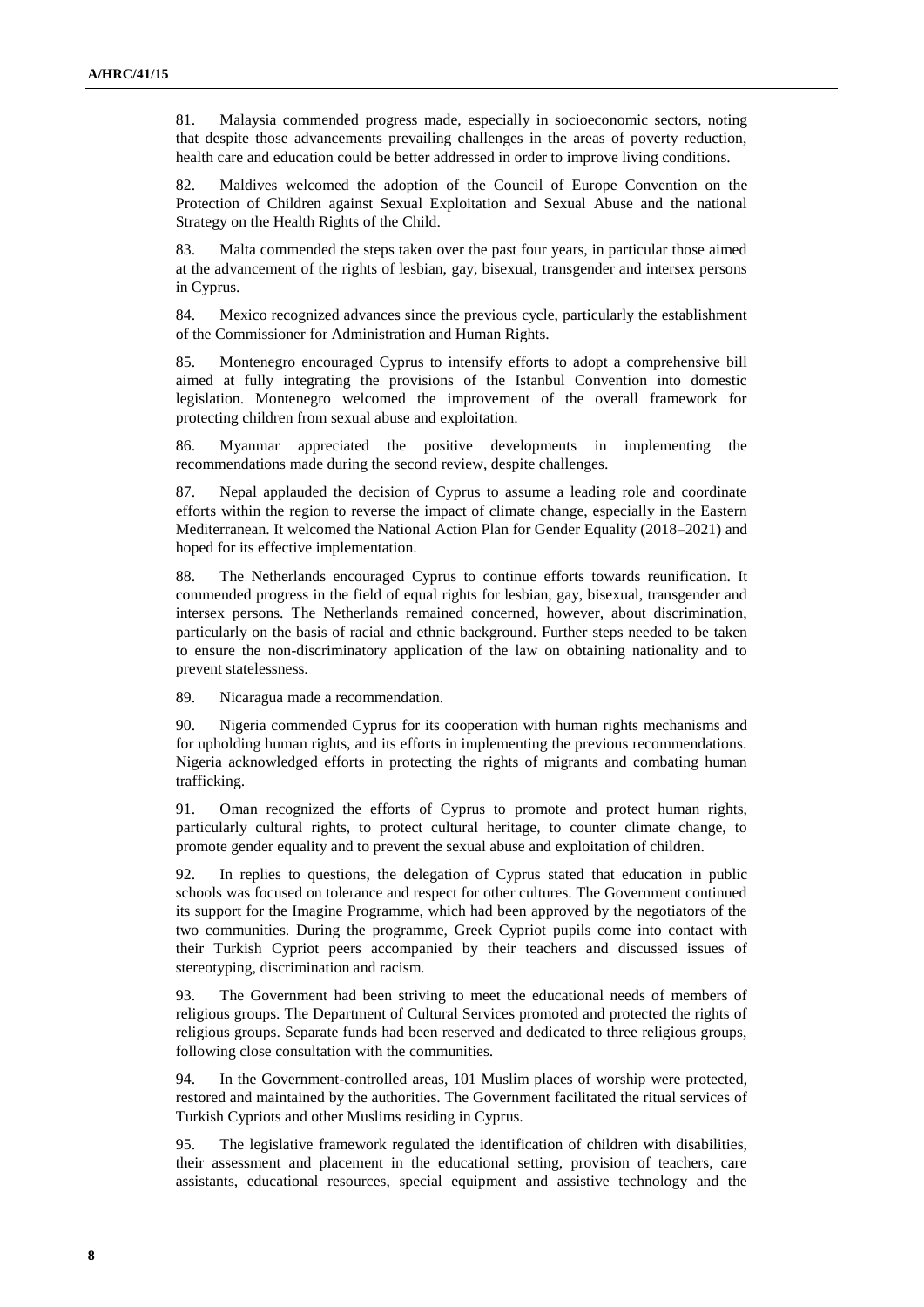81. Malaysia commended progress made, especially in socioeconomic sectors, noting that despite those advancements prevailing challenges in the areas of poverty reduction, health care and education could be better addressed in order to improve living conditions.

82. Maldives welcomed the adoption of the Council of Europe Convention on the Protection of Children against Sexual Exploitation and Sexual Abuse and the national Strategy on the Health Rights of the Child.

83. Malta commended the steps taken over the past four years, in particular those aimed at the advancement of the rights of lesbian, gay, bisexual, transgender and intersex persons in Cyprus.

84. Mexico recognized advances since the previous cycle, particularly the establishment of the Commissioner for Administration and Human Rights.

85. Montenegro encouraged Cyprus to intensify efforts to adopt a comprehensive bill aimed at fully integrating the provisions of the Istanbul Convention into domestic legislation. Montenegro welcomed the improvement of the overall framework for protecting children from sexual abuse and exploitation.

86. Myanmar appreciated the positive developments in implementing the recommendations made during the second review, despite challenges.

87. Nepal applauded the decision of Cyprus to assume a leading role and coordinate efforts within the region to reverse the impact of climate change, especially in the Eastern Mediterranean. It welcomed the National Action Plan for Gender Equality (2018–2021) and hoped for its effective implementation.

88. The Netherlands encouraged Cyprus to continue efforts towards reunification. It commended progress in the field of equal rights for lesbian, gay, bisexual, transgender and intersex persons. The Netherlands remained concerned, however, about discrimination, particularly on the basis of racial and ethnic background. Further steps needed to be taken to ensure the non-discriminatory application of the law on obtaining nationality and to prevent statelessness.

89. Nicaragua made a recommendation.

90. Nigeria commended Cyprus for its cooperation with human rights mechanisms and for upholding human rights, and its efforts in implementing the previous recommendations. Nigeria acknowledged efforts in protecting the rights of migrants and combating human trafficking.

91. Oman recognized the efforts of Cyprus to promote and protect human rights, particularly cultural rights, to protect cultural heritage, to counter climate change, to promote gender equality and to prevent the sexual abuse and exploitation of children.

92. In replies to questions, the delegation of Cyprus stated that education in public schools was focused on tolerance and respect for other cultures. The Government continued its support for the Imagine Programme, which had been approved by the negotiators of the two communities. During the programme, Greek Cypriot pupils come into contact with their Turkish Cypriot peers accompanied by their teachers and discussed issues of stereotyping, discrimination and racism.

93. The Government had been striving to meet the educational needs of members of religious groups. The Department of Cultural Services promoted and protected the rights of religious groups. Separate funds had been reserved and dedicated to three religious groups, following close consultation with the communities.

94. In the Government-controlled areas, 101 Muslim places of worship were protected, restored and maintained by the authorities. The Government facilitated the ritual services of Turkish Cypriots and other Muslims residing in Cyprus.

95. The legislative framework regulated the identification of children with disabilities, their assessment and placement in the educational setting, provision of teachers, care assistants, educational resources, special equipment and assistive technology and the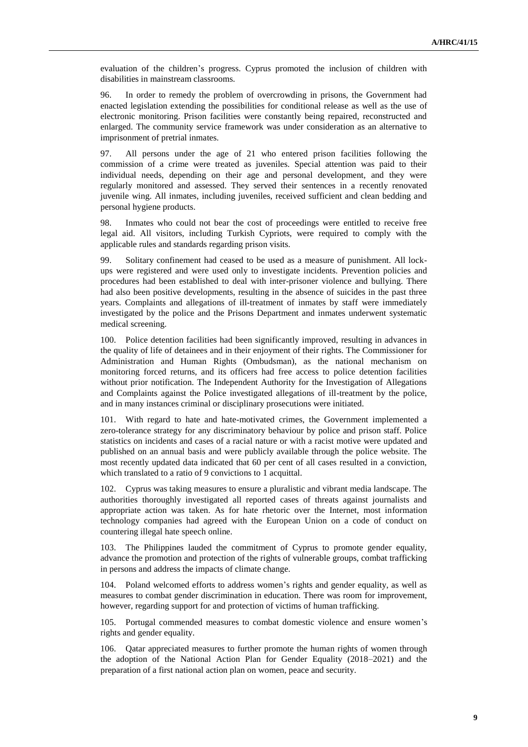evaluation of the children's progress. Cyprus promoted the inclusion of children with disabilities in mainstream classrooms.

96. In order to remedy the problem of overcrowding in prisons, the Government had enacted legislation extending the possibilities for conditional release as well as the use of electronic monitoring. Prison facilities were constantly being repaired, reconstructed and enlarged. The community service framework was under consideration as an alternative to imprisonment of pretrial inmates.

97. All persons under the age of 21 who entered prison facilities following the commission of a crime were treated as juveniles. Special attention was paid to their individual needs, depending on their age and personal development, and they were regularly monitored and assessed. They served their sentences in a recently renovated juvenile wing. All inmates, including juveniles, received sufficient and clean bedding and personal hygiene products.

98. Inmates who could not bear the cost of proceedings were entitled to receive free legal aid. All visitors, including Turkish Cypriots, were required to comply with the applicable rules and standards regarding prison visits.

99. Solitary confinement had ceased to be used as a measure of punishment. All lock-ups were registered and were used only to investigate incidents. Prevention policies and procedures had been established to deal with inter-prisoner violence and bullying. There had also been positive developments, resulting in the absence of suicides in the past three years. Complaints and allegations of ill-treatment of inmates by staff were immediately investigated by the police and the Prisons Department and inmates underwent systematic medical screening.

100. Police detention facilities had been significantly improved, resulting in advances in the quality of life of detainees and in their enjoyment of their rights. The Commissioner for Administration and Human Rights (Ombudsman), as the national mechanism on monitoring forced returns, and its officers had free access to police detention facilities without prior notification. The Independent Authority for the Investigation of Allegations and Complaints against the Police investigated allegations of ill-treatment by the police, and in many instances criminal or disciplinary prosecutions were initiated.

101. With regard to hate and hate-motivated crimes, the Government implemented a zero-tolerance strategy for any discriminatory behaviour by police and prison staff. Police statistics on incidents and cases of a racial nature or with a racist motive were updated and published on an annual basis and were publicly available through the police website. The most recently updated data indicated that 60 per cent of all cases resulted in a conviction, which translated to a ratio of 9 convictions to 1 acquittal.

102. Cyprus was taking measures to ensure a pluralistic and vibrant media landscape. The authorities thoroughly investigated all reported cases of threats against journalists and appropriate action was taken. As for hate rhetoric over the Internet, most information technology companies had agreed with the European Union on a code of conduct on countering illegal hate speech online.

103. The Philippines lauded the commitment of Cyprus to promote gender equality, advance the promotion and protection of the rights of vulnerable groups, combat trafficking in persons and address the impacts of climate change.

104. Poland welcomed efforts to address women's rights and gender equality, as well as measures to combat gender discrimination in education. There was room for improvement, however, regarding support for and protection of victims of human trafficking.

105. Portugal commended measures to combat domestic violence and ensure women's rights and gender equality.

106. Qatar appreciated measures to further promote the human rights of women through the adoption of the National Action Plan for Gender Equality (2018–2021) and the preparation of a first national action plan on women, peace and security.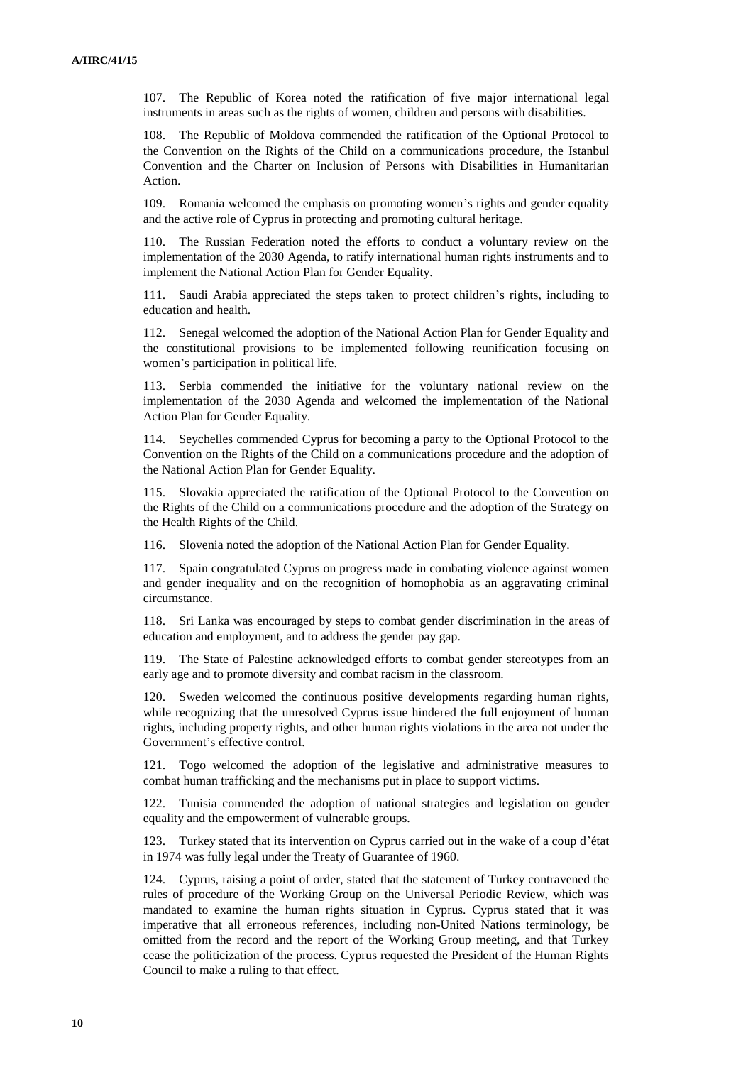107. The Republic of Korea noted the ratification of five major international legal instruments in areas such as the rights of women, children and persons with disabilities.

108. The Republic of Moldova commended the ratification of the Optional Protocol to the Convention on the Rights of the Child on a communications procedure, the Istanbul Convention and the Charter on Inclusion of Persons with Disabilities in Humanitarian Action.

109. Romania welcomed the emphasis on promoting women's rights and gender equality and the active role of Cyprus in protecting and promoting cultural heritage.

110. The Russian Federation noted the efforts to conduct a voluntary review on the implementation of the 2030 Agenda, to ratify international human rights instruments and to implement the National Action Plan for Gender Equality.

111. Saudi Arabia appreciated the steps taken to protect children's rights, including to education and health.

112. Senegal welcomed the adoption of the National Action Plan for Gender Equality and the constitutional provisions to be implemented following reunification focusing on women's participation in political life.

113. Serbia commended the initiative for the voluntary national review on the implementation of the 2030 Agenda and welcomed the implementation of the National Action Plan for Gender Equality.

114. Seychelles commended Cyprus for becoming a party to the Optional Protocol to the Convention on the Rights of the Child on a communications procedure and the adoption of the National Action Plan for Gender Equality.

115. Slovakia appreciated the ratification of the Optional Protocol to the Convention on the Rights of the Child on a communications procedure and the adoption of the Strategy on the Health Rights of the Child.

116. Slovenia noted the adoption of the National Action Plan for Gender Equality.

117. Spain congratulated Cyprus on progress made in combating violence against women and gender inequality and on the recognition of homophobia as an aggravating criminal circumstance.

118. Sri Lanka was encouraged by steps to combat gender discrimination in the areas of education and employment, and to address the gender pay gap.

119. The State of Palestine acknowledged efforts to combat gender stereotypes from an early age and to promote diversity and combat racism in the classroom.

120. Sweden welcomed the continuous positive developments regarding human rights, while recognizing that the unresolved Cyprus issue hindered the full enjoyment of human rights, including property rights, and other human rights violations in the area not under the Government's effective control.

121. Togo welcomed the adoption of the legislative and administrative measures to combat human trafficking and the mechanisms put in place to support victims.

122. Tunisia commended the adoption of national strategies and legislation on gender equality and the empowerment of vulnerable groups.

123. Turkey stated that its intervention on Cyprus carried out in the wake of a coup d'état in 1974 was fully legal under the Treaty of Guarantee of 1960.

124. Cyprus, raising a point of order, stated that the statement of Turkey contravened the rules of procedure of the Working Group on the Universal Periodic Review, which was mandated to examine the human rights situation in Cyprus. Cyprus stated that it was imperative that all erroneous references, including non-United Nations terminology, be omitted from the record and the report of the Working Group meeting, and that Turkey cease the politicization of the process. Cyprus requested the President of the Human Rights Council to make a ruling to that effect.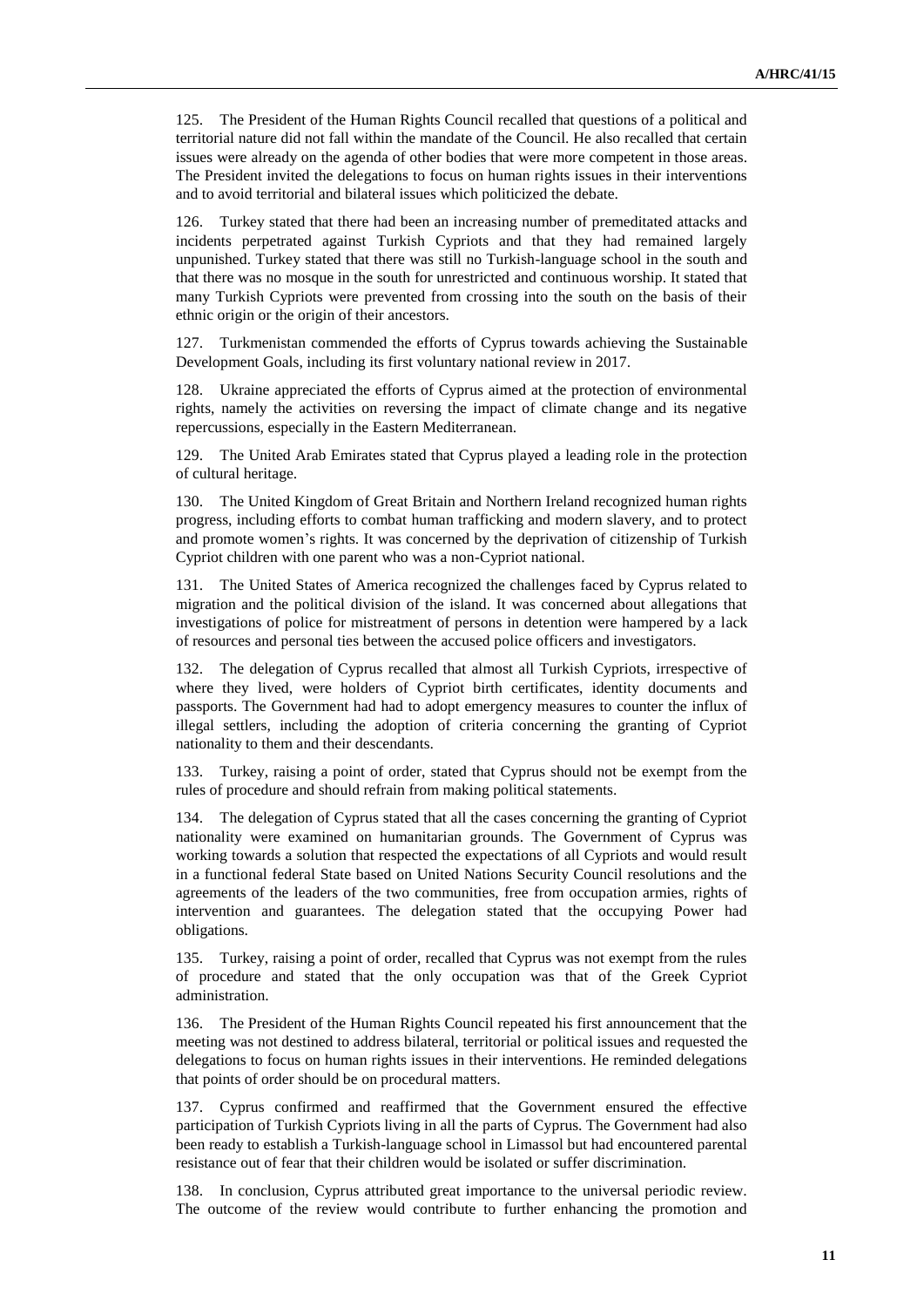125. The President of the Human Rights Council recalled that questions of a political and territorial nature did not fall within the mandate of the Council. He also recalled that certain issues were already on the agenda of other bodies that were more competent in those areas. The President invited the delegations to focus on human rights issues in their interventions and to avoid territorial and bilateral issues which politicized the debate.

126. Turkey stated that there had been an increasing number of premeditated attacks and incidents perpetrated against Turkish Cypriots and that they had remained largely unpunished. Turkey stated that there was still no Turkish-language school in the south and that there was no mosque in the south for unrestricted and continuous worship. It stated that many Turkish Cypriots were prevented from crossing into the south on the basis of their ethnic origin or the origin of their ancestors.

127. Turkmenistan commended the efforts of Cyprus towards achieving the Sustainable Development Goals, including its first voluntary national review in 2017.

128. Ukraine appreciated the efforts of Cyprus aimed at the protection of environmental rights, namely the activities on reversing the impact of climate change and its negative repercussions, especially in the Eastern Mediterranean.

129. The United Arab Emirates stated that Cyprus played a leading role in the protection of cultural heritage.

130. The United Kingdom of Great Britain and Northern Ireland recognized human rights progress, including efforts to combat human trafficking and modern slavery, and to protect and promote women's rights. It was concerned by the deprivation of citizenship of Turkish Cypriot children with one parent who was a non-Cypriot national.

131. The United States of America recognized the challenges faced by Cyprus related to migration and the political division of the island. It was concerned about allegations that investigations of police for mistreatment of persons in detention were hampered by a lack of resources and personal ties between the accused police officers and investigators.

132. The delegation of Cyprus recalled that almost all Turkish Cypriots, irrespective of where they lived, were holders of Cypriot birth certificates, identity documents and passports. The Government had had to adopt emergency measures to counter the influx of illegal settlers, including the adoption of criteria concerning the granting of Cypriot nationality to them and their descendants.

133. Turkey, raising a point of order, stated that Cyprus should not be exempt from the rules of procedure and should refrain from making political statements.

134. The delegation of Cyprus stated that all the cases concerning the granting of Cypriot nationality were examined on humanitarian grounds. The Government of Cyprus was working towards a solution that respected the expectations of all Cypriots and would result in a functional federal State based on United Nations Security Council resolutions and the agreements of the leaders of the two communities, free from occupation armies, rights of intervention and guarantees. The delegation stated that the occupying Power had obligations.

135. Turkey, raising a point of order, recalled that Cyprus was not exempt from the rules of procedure and stated that the only occupation was that of the Greek Cypriot administration.

136. The President of the Human Rights Council repeated his first announcement that the meeting was not destined to address bilateral, territorial or political issues and requested the delegations to focus on human rights issues in their interventions. He reminded delegations that points of order should be on procedural matters.

137. Cyprus confirmed and reaffirmed that the Government ensured the effective participation of Turkish Cypriots living in all the parts of Cyprus. The Government had also been ready to establish a Turkish-language school in Limassol but had encountered parental resistance out of fear that their children would be isolated or suffer discrimination.

138. In conclusion, Cyprus attributed great importance to the universal periodic review. The outcome of the review would contribute to further enhancing the promotion and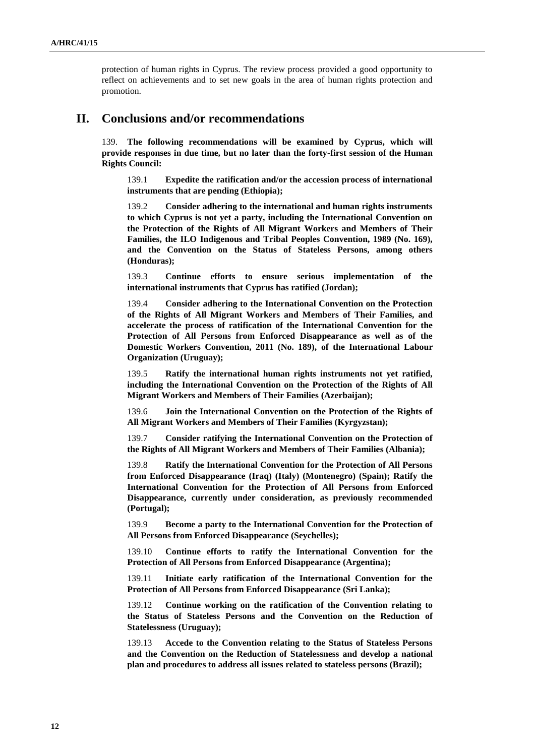protection of human rights in Cyprus. The review process provided a good opportunity to reflect on achievements and to set new goals in the area of human rights protection and promotion.

## II. Conclusions and/or recommendations

139. **The following recommendations will be examined by Cyprus, which will provide responses in due time, but no later than the forty-first session of the Human Rights Council:**

139.1 **Expedite the ratification and/or the accession process of international instruments that are pending (Ethiopia);**

139.2 **Consider adhering to the international and human rights instruments to which Cyprus is not yet a party, including the International Convention on the Protection of the Rights of All Migrant Workers and Members of Their Families, the ILO Indigenous and Tribal Peoples Convention, 1989 (No. 169), and the Convention on the Status of Stateless Persons, among others (Honduras);**

139.3 **Continue efforts to ensure serious implementation of the international instruments that Cyprus has ratified (Jordan);**

139.4 **Consider adhering to the International Convention on the Protection of the Rights of All Migrant Workers and Members of Their Families, and accelerate the process of ratification of the International Convention for the Protection of All Persons from Enforced Disappearance as well as of the Domestic Workers Convention, 2011 (No. 189), of the International Labour Organization (Uruguay);**

139.5 **Ratify the international human rights instruments not yet ratified, including the International Convention on the Protection of the Rights of All Migrant Workers and Members of Their Families (Azerbaijan);**

139.6 **Join the International Convention on the Protection of the Rights of All Migrant Workers and Members of Their Families (Kyrgyzstan);**

139.7 **Consider ratifying the International Convention on the Protection of the Rights of All Migrant Workers and Members of Their Families (Albania);**

139.8 **Ratify the International Convention for the Protection of All Persons from Enforced Disappearance (Iraq) (Italy) (Montenegro) (Spain); Ratify the International Convention for the Protection of All Persons from Enforced Disappearance, currently under consideration, as previously recommended (Portugal);**

139.9 **Become a party to the International Convention for the Protection of All Persons from Enforced Disappearance (Seychelles);**

139.10 **Continue efforts to ratify the International Convention for the Protection of All Persons from Enforced Disappearance (Argentina);**

139.11 **Initiate early ratification of the International Convention for the Protection of All Persons from Enforced Disappearance (Sri Lanka);**

139.12 **Continue working on the ratification of the Convention relating to the Status of Stateless Persons and the Convention on the Reduction of Statelessness (Uruguay);**

139.13 **Accede to the Convention relating to the Status of Stateless Persons and the Convention on the Reduction of Statelessness and develop a national plan and procedures to address all issues related to stateless persons (Brazil);**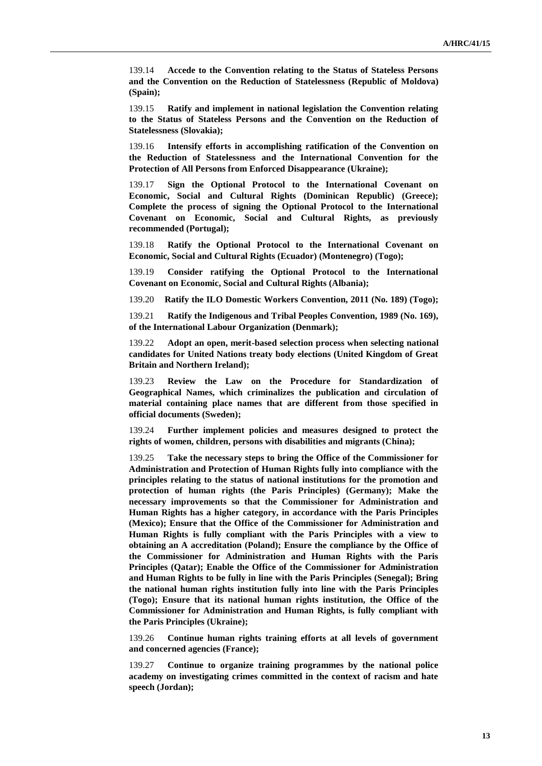139.14 **Accede to the Convention relating to the Status of Stateless Persons and the Convention on the Reduction of Statelessness (Republic of Moldova) (Spain);**

139.15 **Ratify and implement in national legislation the Convention relating to the Status of Stateless Persons and the Convention on the Reduction of Statelessness (Slovakia);**

139.16 **Intensify efforts in accomplishing ratification of the Convention on the Reduction of Statelessness and the International Convention for the Protection of All Persons from Enforced Disappearance (Ukraine);**

139.17 **Sign the Optional Protocol to the International Covenant on Economic, Social and Cultural Rights (Dominican Republic) (Greece); Complete the process of signing the Optional Protocol to the International Covenant on Economic, Social and Cultural Rights, as previously recommended (Portugal);**

139.18 **Ratify the Optional Protocol to the International Covenant on Economic, Social and Cultural Rights (Ecuador) (Montenegro) (Togo);**

139.19 **Consider ratifying the Optional Protocol to the International Covenant on Economic, Social and Cultural Rights (Albania);**

139.20 **Ratify the ILO Domestic Workers Convention, 2011 (No. 189) (Togo);**

139.21 **Ratify the Indigenous and Tribal Peoples Convention, 1989 (No. 169), of the International Labour Organization (Denmark);**

139.22 **Adopt an open, merit-based selection process when selecting national candidates for United Nations treaty body elections (United Kingdom of Great Britain and Northern Ireland);**

139.23 **Review the Law on the Procedure for Standardization of Geographical Names, which criminalizes the publication and circulation of material containing place names that are different from those specified in official documents (Sweden);**

139.24 **Further implement policies and measures designed to protect the rights of women, children, persons with disabilities and migrants (China);**

139.25 **Take the necessary steps to bring the Office of the Commissioner for Administration and Protection of Human Rights fully into compliance with the principles relating to the status of national institutions for the promotion and protection of human rights (the Paris Principles) (Germany); Make the necessary improvements so that the Commissioner for Administration and Human Rights has a higher category, in accordance with the Paris Principles (Mexico); Ensure that the Office of the Commissioner for Administration and Human Rights is fully compliant with the Paris Principles with a view to obtaining an A accreditation (Poland); Ensure the compliance by the Office of the Commissioner for Administration and Human Rights with the Paris Principles (Qatar); Enable the Office of the Commissioner for Administration and Human Rights to be fully in line with the Paris Principles (Senegal); Bring the national human rights institution fully into line with the Paris Principles (Togo); Ensure that its national human rights institution, the Office of the Commissioner for Administration and Human Rights, is fully compliant with the Paris Principles (Ukraine);**

139.26 **Continue human rights training efforts at all levels of government and concerned agencies (France);**

139.27 **Continue to organize training programmes by the national police academy on investigating crimes committed in the context of racism and hate speech (Jordan);**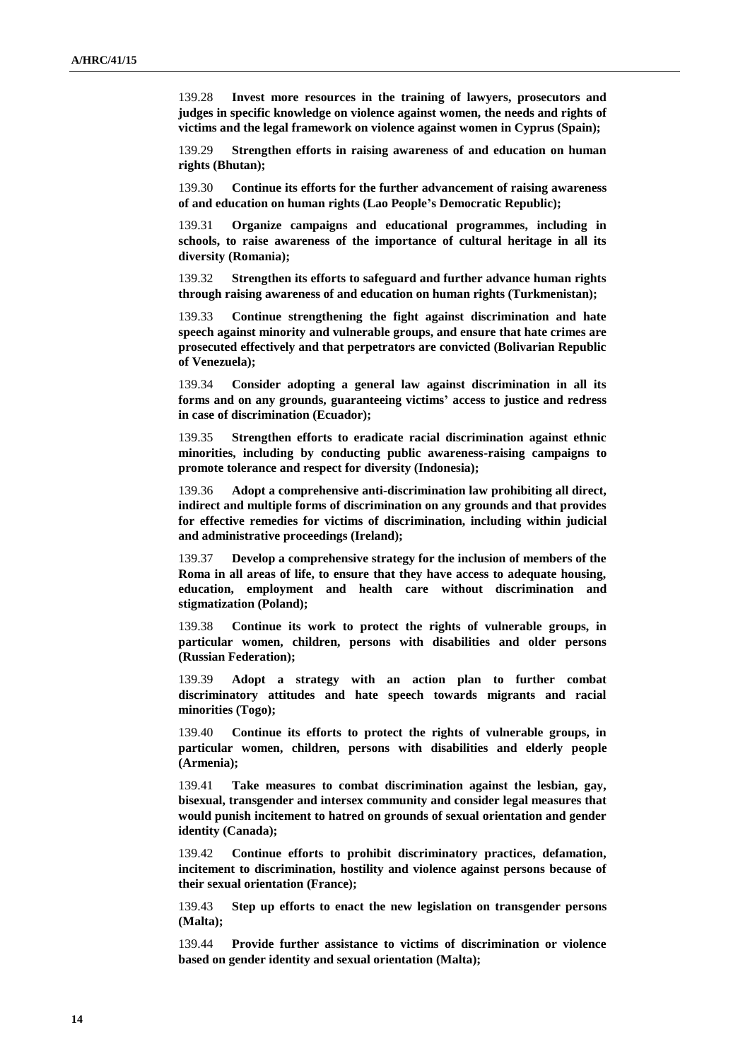139.28 **Invest more resources in the training of lawyers, prosecutors and judges in specific knowledge on violence against women, the needs and rights of victims and the legal framework on violence against women in Cyprus (Spain);**

139.29 **Strengthen efforts in raising awareness of and education on human rights (Bhutan);**

139.30 **Continue its efforts for the further advancement of raising awareness of and education on human rights (Lao People's Democratic Republic);**

139.31 **Organize campaigns and educational programmes, including in schools, to raise awareness of the importance of cultural heritage in all its diversity (Romania);**

139.32 **Strengthen its efforts to safeguard and further advance human rights through raising awareness of and education on human rights (Turkmenistan);**

139.33 **Continue strengthening the fight against discrimination and hate speech against minority and vulnerable groups, and ensure that hate crimes are prosecuted effectively and that perpetrators are convicted (Bolivarian Republic of Venezuela);**

139.34 **Consider adopting a general law against discrimination in all its forms and on any grounds, guaranteeing victims' access to justice and redress in case of discrimination (Ecuador);**

139.35 **Strengthen efforts to eradicate racial discrimination against ethnic minorities, including by conducting public awareness-raising campaigns to promote tolerance and respect for diversity (Indonesia);**

139.36 **Adopt a comprehensive anti-discrimination law prohibiting all direct, indirect and multiple forms of discrimination on any grounds and that provides for effective remedies for victims of discrimination, including within judicial and administrative proceedings (Ireland);**

139.37 **Develop a comprehensive strategy for the inclusion of members of the Roma in all areas of life, to ensure that they have access to adequate housing, education, employment and health care without discrimination and stigmatization (Poland);**

139.38 **Continue its work to protect the rights of vulnerable groups, in particular women, children, persons with disabilities and older persons (Russian Federation);**

139.39 **Adopt a strategy with an action plan to further combat discriminatory attitudes and hate speech towards migrants and racial minorities (Togo);**

139.40 **Continue its efforts to protect the rights of vulnerable groups, in particular women, children, persons with disabilities and elderly people (Armenia);**

139.41 **Take measures to combat discrimination against the lesbian, gay, bisexual, transgender and intersex community and consider legal measures that would punish incitement to hatred on grounds of sexual orientation and gender identity (Canada);**

139.42 **Continue efforts to prohibit discriminatory practices, defamation, incitement to discrimination, hostility and violence against persons because of their sexual orientation (France);**

139.43 **Step up efforts to enact the new legislation on transgender persons (Malta);**

139.44 **Provide further assistance to victims of discrimination or violence based on gender identity and sexual orientation (Malta);**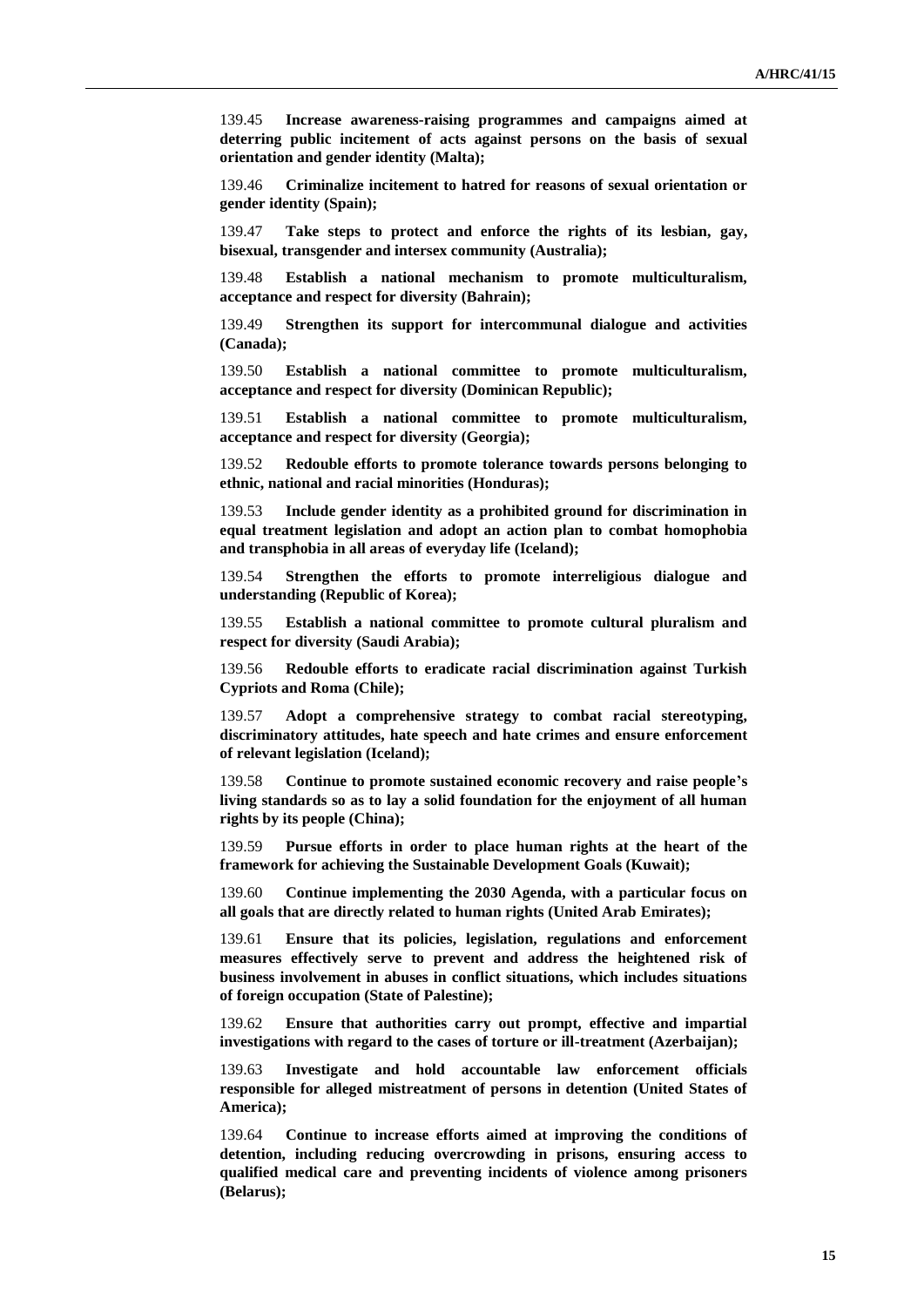139.45 **Increase awareness-raising programmes and campaigns aimed at deterring public incitement of acts against persons on the basis of sexual orientation and gender identity (Malta);**

139.46 **Criminalize incitement to hatred for reasons of sexual orientation or gender identity (Spain);**

139.47 **Take steps to protect and enforce the rights of its lesbian, gay, bisexual, transgender and intersex community (Australia);**

139.48 **Establish a national mechanism to promote multiculturalism, acceptance and respect for diversity (Bahrain);**

139.49 **Strengthen its support for intercommunal dialogue and activities (Canada);**

139.50 **Establish a national committee to promote multiculturalism, acceptance and respect for diversity (Dominican Republic);**

139.51 **Establish a national committee to promote multiculturalism, acceptance and respect for diversity (Georgia);**

139.52 **Redouble efforts to promote tolerance towards persons belonging to ethnic, national and racial minorities (Honduras);**

139.53 **Include gender identity as a prohibited ground for discrimination in equal treatment legislation and adopt an action plan to combat homophobia and transphobia in all areas of everyday life (Iceland);**

139.54 **Strengthen the efforts to promote interreligious dialogue and understanding (Republic of Korea);**

139.55 **Establish a national committee to promote cultural pluralism and respect for diversity (Saudi Arabia);**

139.56 **Redouble efforts to eradicate racial discrimination against Turkish Cypriots and Roma (Chile);**

139.57 **Adopt a comprehensive strategy to combat racial stereotyping, discriminatory attitudes, hate speech and hate crimes and ensure enforcement of relevant legislation (Iceland);**

139.58 **Continue to promote sustained economic recovery and raise people's living standards so as to lay a solid foundation for the enjoyment of all human rights by its people (China);**

139.59 **Pursue efforts in order to place human rights at the heart of the framework for achieving the Sustainable Development Goals (Kuwait);**

139.60 **Continue implementing the 2030 Agenda, with a particular focus on all goals that are directly related to human rights (United Arab Emirates);**

139.61 **Ensure that its policies, legislation, regulations and enforcement measures effectively serve to prevent and address the heightened risk of business involvement in abuses in conflict situations, which includes situations of foreign occupation (State of Palestine);**

139.62 **Ensure that authorities carry out prompt, effective and impartial investigations with regard to the cases of torture or ill-treatment (Azerbaijan);**

139.63 **Investigate and hold accountable law enforcement officials responsible for alleged mistreatment of persons in detention (United States of America);**

139.64 **Continue to increase efforts aimed at improving the conditions of detention, including reducing overcrowding in prisons, ensuring access to qualified medical care and preventing incidents of violence among prisoners (Belarus);**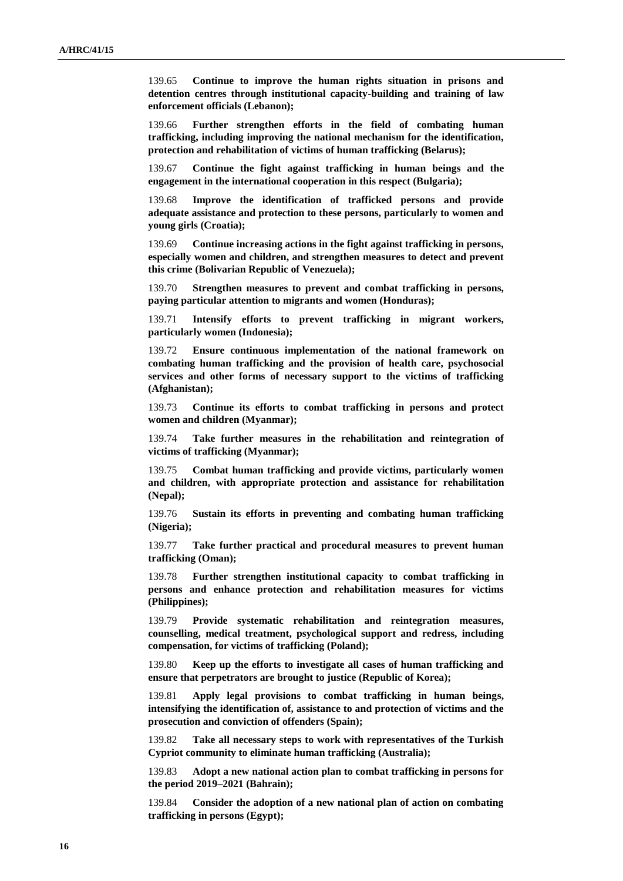139.65 **Continue to improve the human rights situation in prisons and detention centres through institutional capacity-building and training of law enforcement officials (Lebanon);**

139.66 **Further strengthen efforts in the field of combating human trafficking, including improving the national mechanism for the identification, protection and rehabilitation of victims of human trafficking (Belarus);**

139.67 **Continue the fight against trafficking in human beings and the engagement in the international cooperation in this respect (Bulgaria);**

139.68 **Improve the identification of trafficked persons and provide adequate assistance and protection to these persons, particularly to women and young girls (Croatia);**

139.69 **Continue increasing actions in the fight against trafficking in persons, especially women and children, and strengthen measures to detect and prevent this crime (Bolivarian Republic of Venezuela);**

139.70 **Strengthen measures to prevent and combat trafficking in persons, paying particular attention to migrants and women (Honduras);**

139.71 **Intensify efforts to prevent trafficking in migrant workers, particularly women (Indonesia);**

139.72 **Ensure continuous implementation of the national framework on combating human trafficking and the provision of health care, psychosocial services and other forms of necessary support to the victims of trafficking (Afghanistan);**

139.73 **Continue its efforts to combat trafficking in persons and protect women and children (Myanmar);**

139.74 **Take further measures in the rehabilitation and reintegration of victims of trafficking (Myanmar);**

139.75 **Combat human trafficking and provide victims, particularly women and children, with appropriate protection and assistance for rehabilitation (Nepal);**

139.76 **Sustain its efforts in preventing and combating human trafficking (Nigeria);**

139.77 **Take further practical and procedural measures to prevent human trafficking (Oman);**

139.78 **Further strengthen institutional capacity to combat trafficking in persons and enhance protection and rehabilitation measures for victims (Philippines);**

139.79 **Provide systematic rehabilitation and reintegration measures, counselling, medical treatment, psychological support and redress, including compensation, for victims of trafficking (Poland);**

139.80 **Keep up the efforts to investigate all cases of human trafficking and ensure that perpetrators are brought to justice (Republic of Korea);**

139.81 **Apply legal provisions to combat trafficking in human beings, intensifying the identification of, assistance to and protection of victims and the prosecution and conviction of offenders (Spain);**

139.82 **Take all necessary steps to work with representatives of the Turkish Cypriot community to eliminate human trafficking (Australia);**

139.83 **Adopt a new national action plan to combat trafficking in persons for the period 2019–2021 (Bahrain);**

139.84 **Consider the adoption of a new national plan of action on combating trafficking in persons (Egypt);**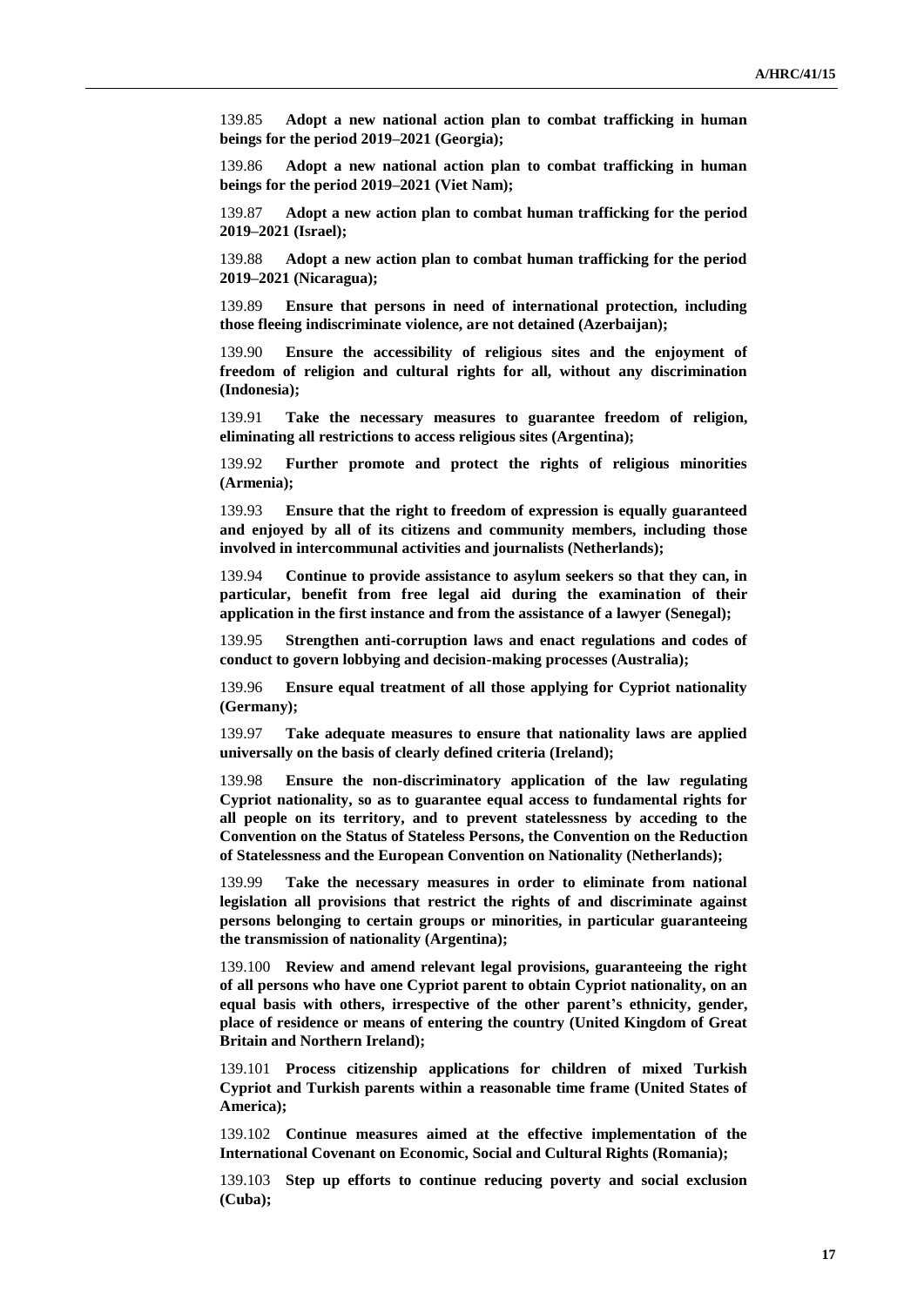139.85 **Adopt a new national action plan to combat trafficking in human beings for the period 2019–2021 (Georgia);**

139.86 **Adopt a new national action plan to combat trafficking in human beings for the period 2019–2021 (Viet Nam);**

139.87 **Adopt a new action plan to combat human trafficking for the period 2019–2021 (Israel);**

139.88 **Adopt a new action plan to combat human trafficking for the period 2019–2021 (Nicaragua);**

139.89 **Ensure that persons in need of international protection, including those fleeing indiscriminate violence, are not detained (Azerbaijan);**

139.90 **Ensure the accessibility of religious sites and the enjoyment of freedom of religion and cultural rights for all, without any discrimination (Indonesia);**

139.91 **Take the necessary measures to guarantee freedom of religion, eliminating all restrictions to access religious sites (Argentina);**

139.92 **Further promote and protect the rights of religious minorities (Armenia);**

139.93 **Ensure that the right to freedom of expression is equally guaranteed and enjoyed by all of its citizens and community members, including those involved in intercommunal activities and journalists (Netherlands);**

139.94 **Continue to provide assistance to asylum seekers so that they can, in particular, benefit from free legal aid during the examination of their application in the first instance and from the assistance of a lawyer (Senegal);**

139.95 **Strengthen anti-corruption laws and enact regulations and codes of conduct to govern lobbying and decision-making processes (Australia);**

139.96 **Ensure equal treatment of all those applying for Cypriot nationality (Germany);**

139.97 **Take adequate measures to ensure that nationality laws are applied universally on the basis of clearly defined criteria (Ireland);**

139.98 **Ensure the non-discriminatory application of the law regulating Cypriot nationality, so as to guarantee equal access to fundamental rights for all people on its territory, and to prevent statelessness by acceding to the Convention on the Status of Stateless Persons, the Convention on the Reduction of Statelessness and the European Convention on Nationality (Netherlands);**

139.99 **Take the necessary measures in order to eliminate from national legislation all provisions that restrict the rights of and discriminate against persons belonging to certain groups or minorities, in particular guaranteeing the transmission of nationality (Argentina);**

139.100 **Review and amend relevant legal provisions, guaranteeing the right of all persons who have one Cypriot parent to obtain Cypriot nationality, on an equal basis with others, irrespective of the other parent's ethnicity, gender, place of residence or means of entering the country (United Kingdom of Great Britain and Northern Ireland);**

139.101 **Process citizenship applications for children of mixed Turkish Cypriot and Turkish parents within a reasonable time frame (United States of America);**

139.102 **Continue measures aimed at the effective implementation of the International Covenant on Economic, Social and Cultural Rights (Romania);**

139.103 **Step up efforts to continue reducing poverty and social exclusion (Cuba);**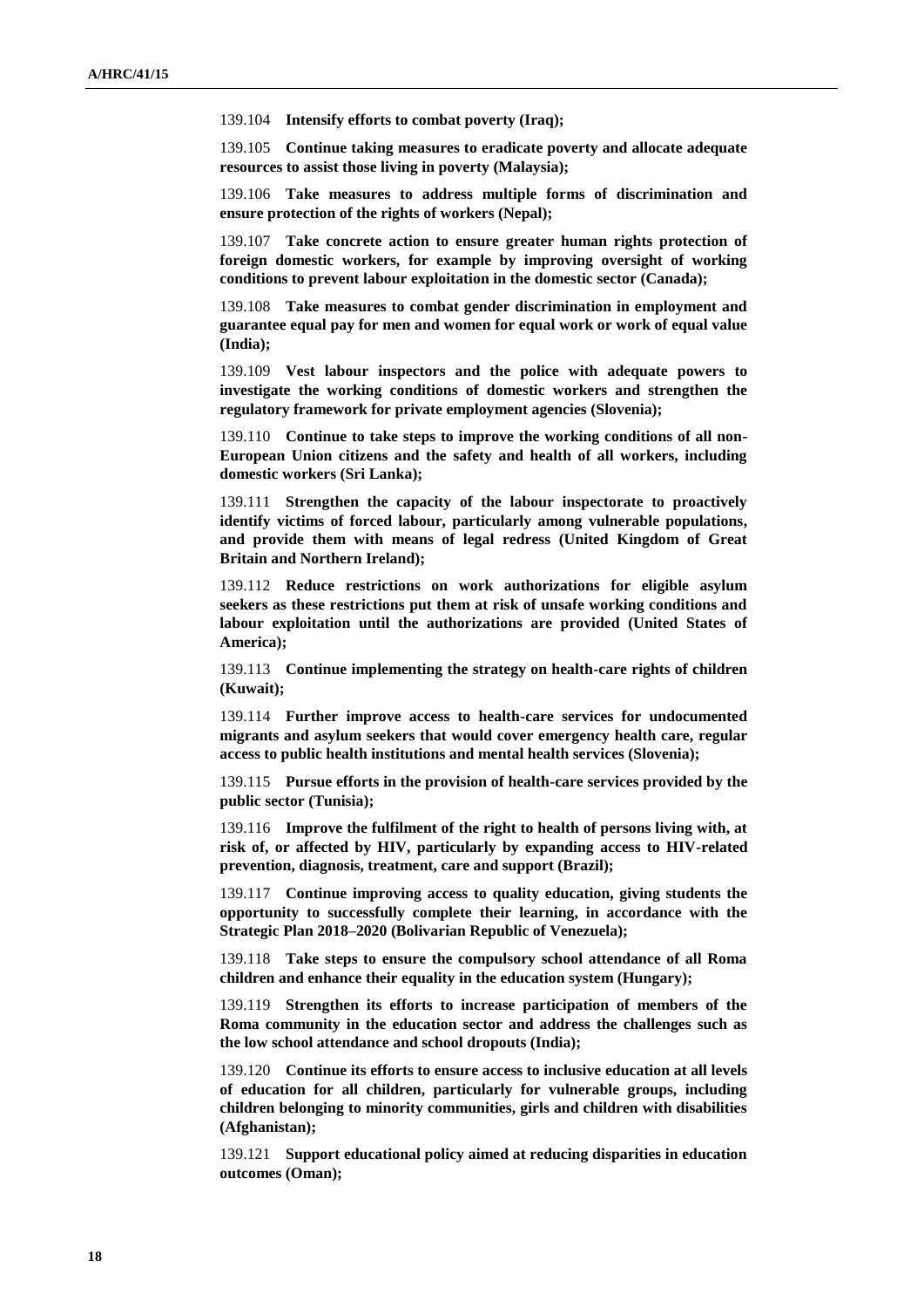139.104 **Intensify efforts to combat poverty (Iraq);**

139.105 **Continue taking measures to eradicate poverty and allocate adequate resources to assist those living in poverty (Malaysia);**

139.106 **Take measures to address multiple forms of discrimination and ensure protection of the rights of workers (Nepal);**

139.107 **Take concrete action to ensure greater human rights protection of foreign domestic workers, for example by improving oversight of working conditions to prevent labour exploitation in the domestic sector (Canada);**

139.108 **Take measures to combat gender discrimination in employment and guarantee equal pay for men and women for equal work or work of equal value (India);**

139.109 **Vest labour inspectors and the police with adequate powers to investigate the working conditions of domestic workers and strengthen the regulatory framework for private employment agencies (Slovenia);**

139.110 **Continue to take steps to improve the working conditions of all non-European Union citizens and the safety and health of all workers, including domestic workers (Sri Lanka);**

139.111 **Strengthen the capacity of the labour inspectorate to proactively identify victims of forced labour, particularly among vulnerable populations, and provide them with means of legal redress (United Kingdom of Great Britain and Northern Ireland);**

139.112 **Reduce restrictions on work authorizations for eligible asylum seekers as these restrictions put them at risk of unsafe working conditions and labour exploitation until the authorizations are provided (United States of America);**

139.113 **Continue implementing the strategy on health-care rights of children (Kuwait);**

139.114 **Further improve access to health-care services for undocumented migrants and asylum seekers that would cover emergency health care, regular access to public health institutions and mental health services (Slovenia);**

139.115 **Pursue efforts in the provision of health-care services provided by the public sector (Tunisia);**

139.116 **Improve the fulfilment of the right to health of persons living with, at risk of, or affected by HIV, particularly by expanding access to HIV-related prevention, diagnosis, treatment, care and support (Brazil);**

139.117 **Continue improving access to quality education, giving students the opportunity to successfully complete their learning, in accordance with the Strategic Plan 2018–2020 (Bolivarian Republic of Venezuela);**

139.118 **Take steps to ensure the compulsory school attendance of all Roma children and enhance their equality in the education system (Hungary);**

139.119 **Strengthen its efforts to increase participation of members of the Roma community in the education sector and address the challenges such as the low school attendance and school dropouts (India);**

139.120 **Continue its efforts to ensure access to inclusive education at all levels of education for all children, particularly for vulnerable groups, including children belonging to minority communities, girls and children with disabilities (Afghanistan);**

139.121 **Support educational policy aimed at reducing disparities in education outcomes (Oman);**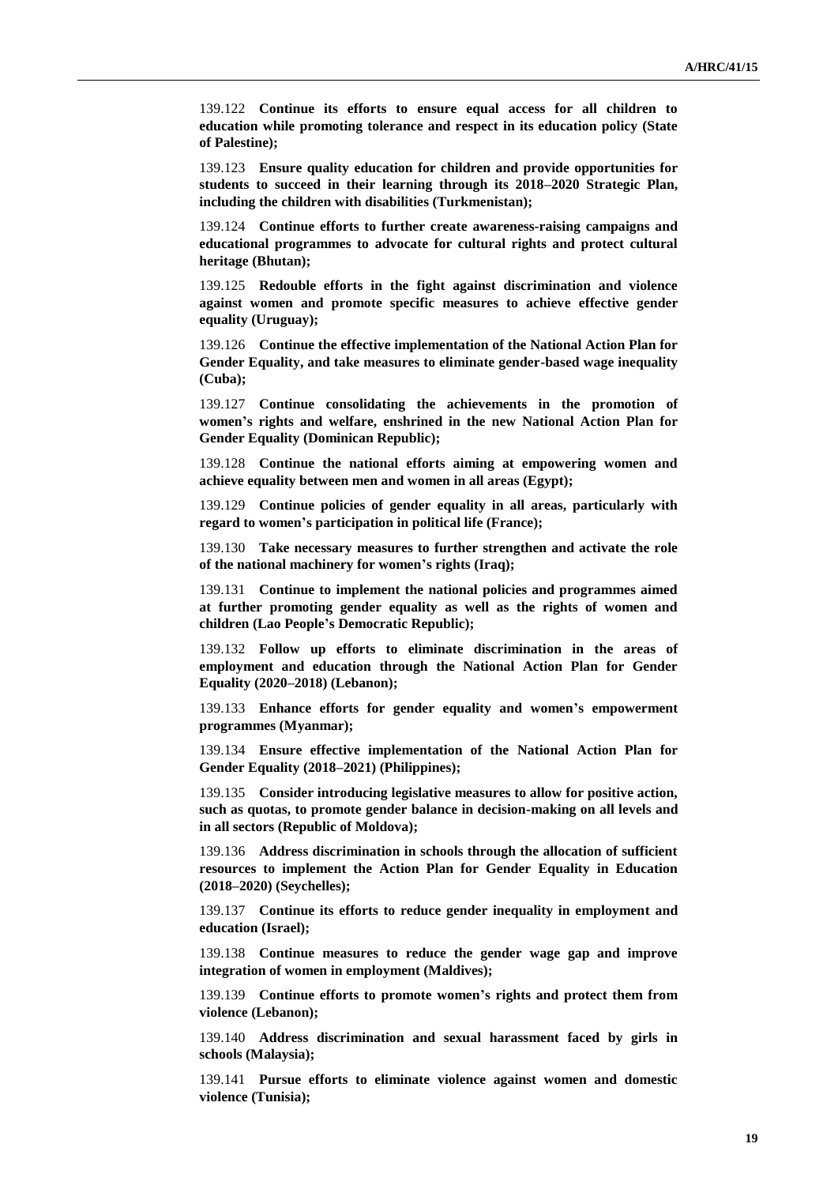139.122 **Continue its efforts to ensure equal access for all children to education while promoting tolerance and respect in its education policy (State of Palestine);**

139.123 **Ensure quality education for children and provide opportunities for students to succeed in their learning through its 2018–2020 Strategic Plan, including the children with disabilities (Turkmenistan);**

139.124 **Continue efforts to further create awareness-raising campaigns and educational programmes to advocate for cultural rights and protect cultural heritage (Bhutan);**

139.125 **Redouble efforts in the fight against discrimination and violence against women and promote specific measures to achieve effective gender equality (Uruguay);**

139.126 **Continue the effective implementation of the National Action Plan for Gender Equality, and take measures to eliminate gender-based wage inequality (Cuba);**

139.127 **Continue consolidating the achievements in the promotion of women's rights and welfare, enshrined in the new National Action Plan for Gender Equality (Dominican Republic);**

139.128 **Continue the national efforts aiming at empowering women and achieve equality between men and women in all areas (Egypt);**

139.129 **Continue policies of gender equality in all areas, particularly with regard to women's participation in political life (France);**

139.130 **Take necessary measures to further strengthen and activate the role of the national machinery for women's rights (Iraq);**

139.131 **Continue to implement the national policies and programmes aimed at further promoting gender equality as well as the rights of women and children (Lao People's Democratic Republic);**

139.132 **Follow up efforts to eliminate discrimination in the areas of employment and education through the National Action Plan for Gender Equality (2020–2018) (Lebanon);**

139.133 **Enhance efforts for gender equality and women's empowerment programmes (Myanmar);**

139.134 **Ensure effective implementation of the National Action Plan for Gender Equality (2018–2021) (Philippines);**

139.135 **Consider introducing legislative measures to allow for positive action, such as quotas, to promote gender balance in decision-making on all levels and in all sectors (Republic of Moldova);**

139.136 **Address discrimination in schools through the allocation of sufficient resources to implement the Action Plan for Gender Equality in Education (2018–2020) (Seychelles);**

139.137 **Continue its efforts to reduce gender inequality in employment and education (Israel);**

139.138 **Continue measures to reduce the gender wage gap and improve integration of women in employment (Maldives);**

139.139 **Continue efforts to promote women's rights and protect them from violence (Lebanon);**

139.140 **Address discrimination and sexual harassment faced by girls in schools (Malaysia);**

139.141 **Pursue efforts to eliminate violence against women and domestic violence (Tunisia);**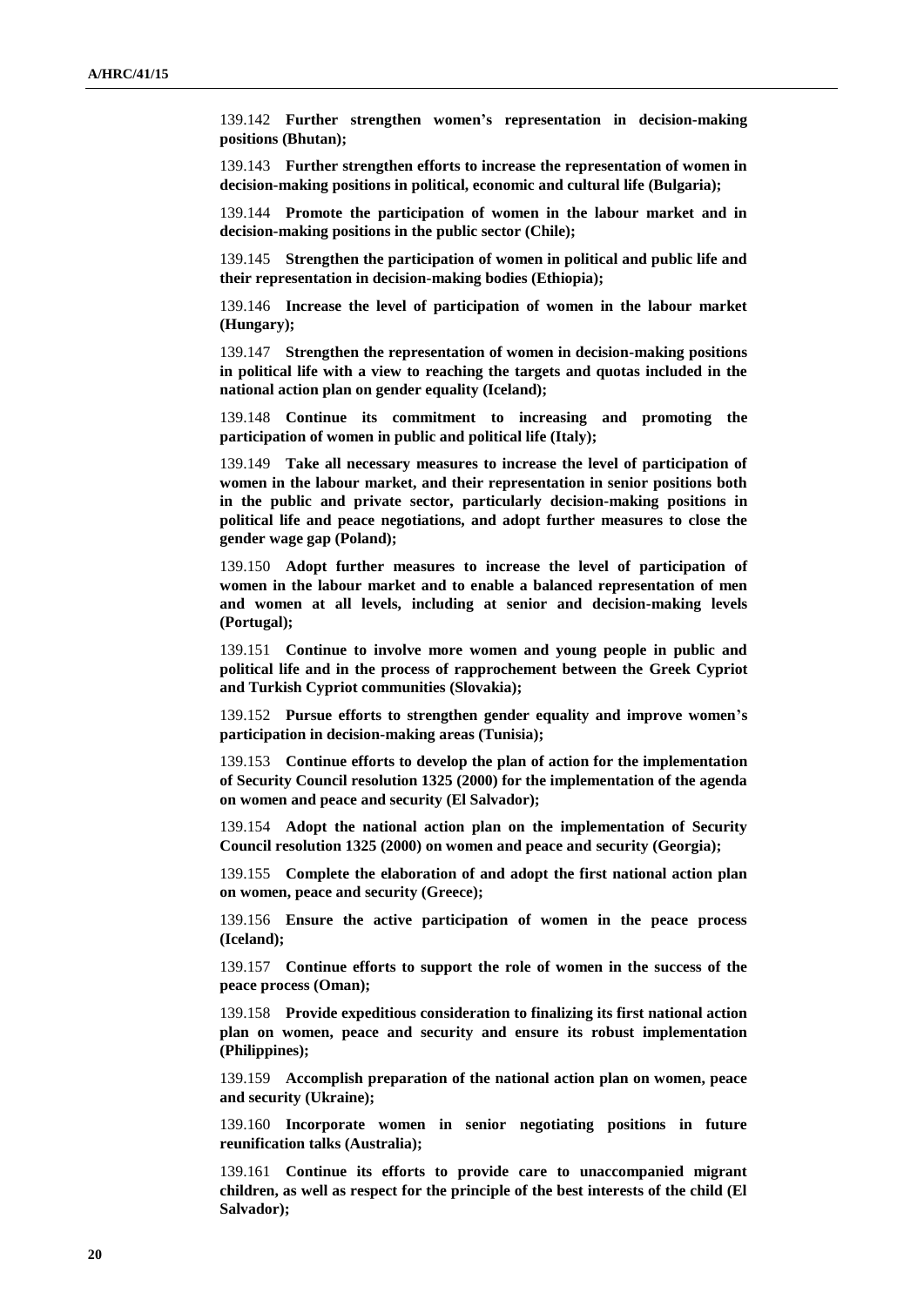139.142 **Further strengthen women's representation in decision-making positions (Bhutan);**

139.143 **Further strengthen efforts to increase the representation of women in decision-making positions in political, economic and cultural life (Bulgaria);**

139.144 **Promote the participation of women in the labour market and in decision-making positions in the public sector (Chile);**

139.145 **Strengthen the participation of women in political and public life and their representation in decision-making bodies (Ethiopia);**

139.146 **Increase the level of participation of women in the labour market (Hungary);**

139.147 **Strengthen the representation of women in decision-making positions in political life with a view to reaching the targets and quotas included in the national action plan on gender equality (Iceland);**

139.148 **Continue its commitment to increasing and promoting the participation of women in public and political life (Italy);**

139.149 **Take all necessary measures to increase the level of participation of women in the labour market, and their representation in senior positions both in the public and private sector, particularly decision-making positions in political life and peace negotiations, and adopt further measures to close the gender wage gap (Poland);**

139.150 **Adopt further measures to increase the level of participation of women in the labour market and to enable a balanced representation of men and women at all levels, including at senior and decision-making levels (Portugal);**

139.151 **Continue to involve more women and young people in public and political life and in the process of rapprochement between the Greek Cypriot and Turkish Cypriot communities (Slovakia);**

139.152 **Pursue efforts to strengthen gender equality and improve women's participation in decision-making areas (Tunisia);**

139.153 **Continue efforts to develop the plan of action for the implementation of Security Council resolution 1325 (2000) for the implementation of the agenda on women and peace and security (El Salvador);**

139.154 **Adopt the national action plan on the implementation of Security Council resolution 1325 (2000) on women and peace and security (Georgia);**

139.155 **Complete the elaboration of and adopt the first national action plan on women, peace and security (Greece);**

139.156 **Ensure the active participation of women in the peace process (Iceland);**

139.157 **Continue efforts to support the role of women in the success of the peace process (Oman);**

139.158 **Provide expeditious consideration to finalizing its first national action plan on women, peace and security and ensure its robust implementation (Philippines);**

139.159 **Accomplish preparation of the national action plan on women, peace and security (Ukraine);**

139.160 **Incorporate women in senior negotiating positions in future reunification talks (Australia);**

139.161 **Continue its efforts to provide care to unaccompanied migrant children, as well as respect for the principle of the best interests of the child (El Salvador);**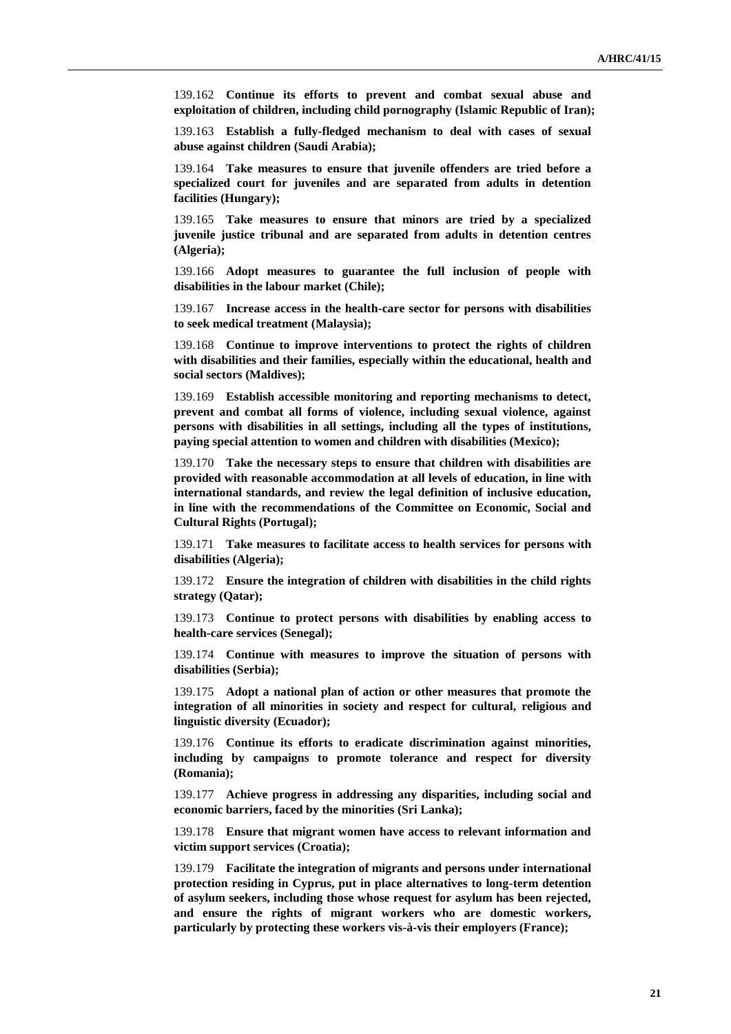139.162 **Continue its efforts to prevent and combat sexual abuse and exploitation of children, including child pornography (Islamic Republic of Iran);**

139.163 **Establish a fully-fledged mechanism to deal with cases of sexual abuse against children (Saudi Arabia);**

139.164 **Take measures to ensure that juvenile offenders are tried before a specialized court for juveniles and are separated from adults in detention facilities (Hungary);**

139.165 **Take measures to ensure that minors are tried by a specialized juvenile justice tribunal and are separated from adults in detention centres (Algeria);**

139.166 **Adopt measures to guarantee the full inclusion of people with disabilities in the labour market (Chile);**

139.167 **Increase access in the health-care sector for persons with disabilities to seek medical treatment (Malaysia);**

139.168 **Continue to improve interventions to protect the rights of children with disabilities and their families, especially within the educational, health and social sectors (Maldives);**

139.169 **Establish accessible monitoring and reporting mechanisms to detect, prevent and combat all forms of violence, including sexual violence, against persons with disabilities in all settings, including all the types of institutions, paying special attention to women and children with disabilities (Mexico);**

139.170 **Take the necessary steps to ensure that children with disabilities are provided with reasonable accommodation at all levels of education, in line with international standards, and review the legal definition of inclusive education, in line with the recommendations of the Committee on Economic, Social and Cultural Rights (Portugal);**

139.171 **Take measures to facilitate access to health services for persons with disabilities (Algeria);**

139.172 **Ensure the integration of children with disabilities in the child rights strategy (Qatar);**

139.173 **Continue to protect persons with disabilities by enabling access to health-care services (Senegal);**

139.174 **Continue with measures to improve the situation of persons with disabilities (Serbia);**

139.175 **Adopt a national plan of action or other measures that promote the integration of all minorities in society and respect for cultural, religious and linguistic diversity (Ecuador);**

139.176 **Continue its efforts to eradicate discrimination against minorities, including by campaigns to promote tolerance and respect for diversity (Romania);**

139.177 **Achieve progress in addressing any disparities, including social and economic barriers, faced by the minorities (Sri Lanka);**

139.178 **Ensure that migrant women have access to relevant information and victim support services (Croatia);**

139.179 **Facilitate the integration of migrants and persons under international protection residing in Cyprus, put in place alternatives to long-term detention of asylum seekers, including those whose request for asylum has been rejected, and ensure the rights of migrant workers who are domestic workers, particularly by protecting these workers vis-à-vis their employers (France);**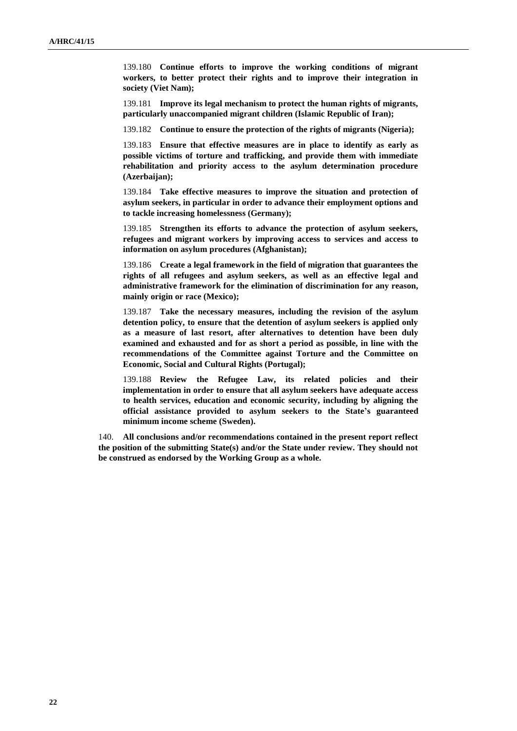139.180 **Continue efforts to improve the working conditions of migrant workers, to better protect their rights and to improve their integration in society (Viet Nam);**

139.181 **Improve its legal mechanism to protect the human rights of migrants, particularly unaccompanied migrant children (Islamic Republic of Iran);**

139.182 **Continue to ensure the protection of the rights of migrants (Nigeria);**

139.183 **Ensure that effective measures are in place to identify as early as possible victims of torture and trafficking, and provide them with immediate rehabilitation and priority access to the asylum determination procedure (Azerbaijan);**

139.184 **Take effective measures to improve the situation and protection of asylum seekers, in particular in order to advance their employment options and to tackle increasing homelessness (Germany);**

139.185 **Strengthen its efforts to advance the protection of asylum seekers, refugees and migrant workers by improving access to services and access to information on asylum procedures (Afghanistan);**

139.186 **Create a legal framework in the field of migration that guarantees the rights of all refugees and asylum seekers, as well as an effective legal and administrative framework for the elimination of discrimination for any reason, mainly origin or race (Mexico);**

139.187 **Take the necessary measures, including the revision of the asylum detention policy, to ensure that the detention of asylum seekers is applied only as a measure of last resort, after alternatives to detention have been duly examined and exhausted and for as short a period as possible, in line with the recommendations of the Committee against Torture and the Committee on Economic, Social and Cultural Rights (Portugal);**

139.188 **Review the Refugee Law, its related policies and their implementation in order to ensure that all asylum seekers have adequate access to health services, education and economic security, including by aligning the official assistance provided to asylum seekers to the State's guaranteed minimum income scheme (Sweden).**

140. **All conclusions and/or recommendations contained in the present report reflect the position of the submitting State(s) and/or the State under review. They should not be construed as endorsed by the Working Group as a whole.**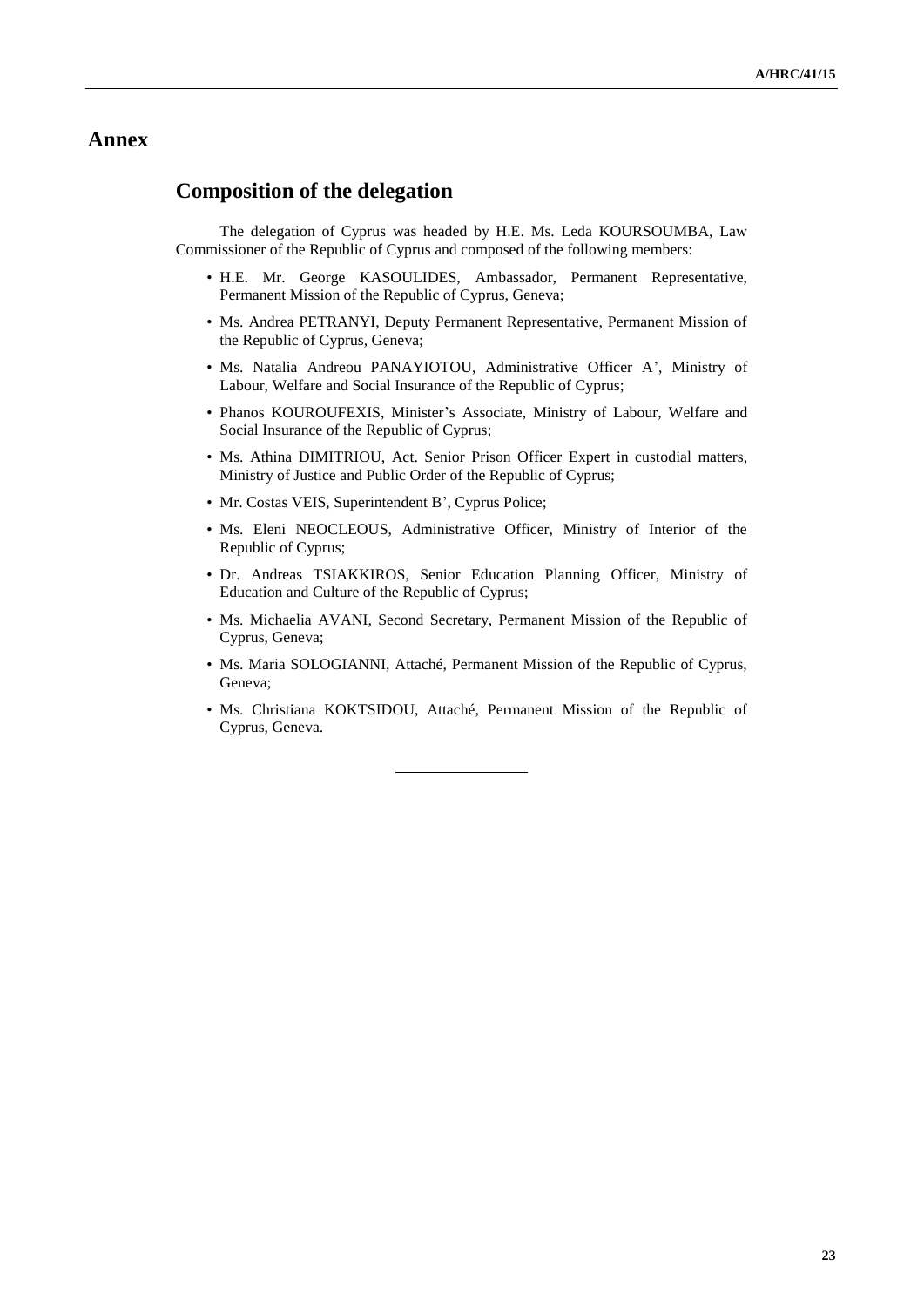# Annex

## Composition of the delegation

The delegation of Cyprus was headed by H.E. Ms. Leda KOURSOUMBA, Law Commissioner of the Republic of Cyprus and composed of the following members:

- H.E. Mr. George KASOULIDES, Ambassador, Permanent Representative, Permanent Mission of the Republic of Cyprus, Geneva;
- Ms. Andrea PETRANYI, Deputy Permanent Representative, Permanent Mission of the Republic of Cyprus, Geneva;
- Ms. Natalia Andreou PANAYIOTOU, Administrative Officer A', Ministry of Labour, Welfare and Social Insurance of the Republic of Cyprus;
- Phanos KOUROUFEXIS, Minister's Associate, Ministry of Labour, Welfare and Social Insurance of the Republic of Cyprus;
- Ms. Athina DIMITRIOU, Act. Senior Prison Officer Expert in custodial matters, Ministry of Justice and Public Order of the Republic of Cyprus;
- Mr. Costas VEIS, Superintendent B', Cyprus Police;
- Ms. Eleni NEOCLEOUS, Administrative Officer, Ministry of Interior of the Republic of Cyprus;
- Dr. Andreas TSIAKKIROS, Senior Education Planning Officer, Ministry of Education and Culture of the Republic of Cyprus;
- Ms. Michaelia AVANI, Second Secretary, Permanent Mission of the Republic of Cyprus, Geneva;
- Ms. Maria SOLOGIANNI, Attaché, Permanent Mission of the Republic of Cyprus, Geneva;
- Ms. Christiana KOKTSIDOU, Attaché, Permanent Mission of the Republic of Cyprus, Geneva.